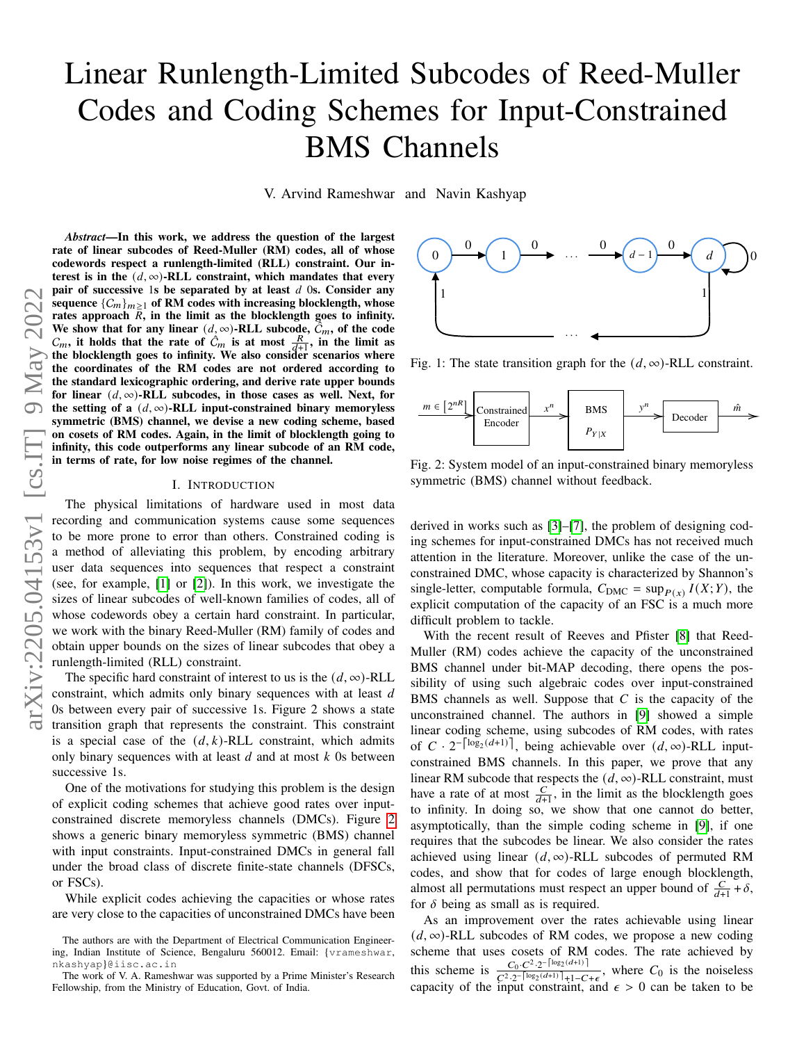# Linear Runlength-Limited Subcodes of Reed-Muller Codes and Coding Schemes for Input-Constrained BMS Channels

V. Arvind Rameshwar and Navin Kashyap

***Abstract*—In this work, we address the question of the largest rate of linear subcodes of Reed-Muller (RM) codes, all of whose codewords respect a runlength-limited (RLL) constraint. Our interest is in the $(d,\infty)$-RLL constraint, which mandates that every pair of successive 1s be separated by at least $d$ 0s. Consider any sequence $\{\mathcal{C}_m\}_{m\geq 1}$ of RM codes with increasing blocklength, whose rates approach $R$, in the limit as the blocklength goes to infinity. We show that for any linear $(d,\infty)$-RLL subcode, $\hat{\mathcal{C}}_m$, of the code $\mathcal{C}_m$, it holds that the rate of $\hat{\mathcal{C}}_m$ is at most $\frac{R}{d+1}$, in the limit as the blocklength goes to infinity. We also consider scenarios where the coordinates of the RM codes are not ordered according to the standard lexicographic ordering, and derive rate upper bounds for linear $(d,\infty)$-RLL subcodes, in those cases as well. Next, for the setting of a $(d,\infty)$-RLL input-constrained binary memoryless symmetric (BMS) channel, we devise a new coding scheme, based on cosets of RM codes. Again, in the limit of blocklength going to infinity, this code outperforms any linear subcode of an RM code, in terms of rate, for low noise regimes of the channel.***

## I. Introduction

The physical limitations of hardware used in most data recording and communication systems cause some sequences to be more prone to error than others. Constrained coding is a method of alleviating this problem, by encoding arbitrary user data sequences into sequences that respect a constraint (see, for example, [1] or [2]). In this work, we investigate the sizes of linear subcodes of well-known families of codes, all of whose codewords obey a certain hard constraint. In particular, we work with the binary Reed-Muller (RM) family of codes and obtain upper bounds on the sizes of linear subcodes that obey a runlength-limited (RLL) constraint.

The specific hard constraint of interest to us is the $(d,\infty)$-RLL constraint, which admits only binary sequences with at least $d$ 0s between every pair of successive 1s. Figure 2 shows a state transition graph that represents the constraint. This constraint is a special case of the $(d,k)$-RLL constraint, which admits only binary sequences with at least $d$ and at most $k$ 0s between successive 1s.

One of the motivations for studying this problem is the design of explicit coding schemes that achieve good rates over input-constrained discrete memoryless channels (DMCs). Figure 2 shows a generic binary memoryless symmetric (BMS) channel with input constraints. Input-constrained DMCs in general fall under the broad class of discrete finite-state channels (DFSCs, or FSCs).

While explicit codes achieving the capacities or whose rates are very close to the capacities of unconstrained DMCs have been derived in works such as [3]–[7], the problem of designing coding schemes for input-constrained DMCs has not received much attention in the literature. Moreover, unlike the case of the unconstrained DMC, whose capacity is characterized by Shannon's single-letter, computable formula, $C_{\text{DMC}} = \sup_{P(x)} I(X;Y)$, the explicit computation of the capacity of an FSC is a much more difficult problem to tackle.

Fig. 1: The state transition graph for the $(d,\infty)$-RLL constraint.

Fig. 2: System model of an input-constrained binary memoryless symmetric (BMS) channel without feedback.

With the recent result of Reeves and Pfister [8] that Reed-Muller (RM) codes achieve the capacity of the unconstrained BMS channel under bit-MAP decoding, there opens the possibility of using such algebraic codes over input-constrained BMS channels as well. Suppose that $C$ is the capacity of the unconstrained channel. The authors in [9] showed a simple linear coding scheme, using subcodes of RM codes, with rates of $C \cdot 2^{-\lceil \log_2(d+1) \rceil}$, being achievable over $(d,\infty)$-RLL input-constrained BMS channels. In this paper, we prove that any linear RM subcode that respects the $(d,\infty)$-RLL constraint, must have a rate of at most $\frac{C}{d+1}$, in the limit as the blocklength goes to infinity. In doing so, we show that one cannot do better, asymptotically, than the simple coding scheme in [9], if one requires that the subcodes be linear. We also consider the rates achieved using linear $(d,\infty)$-RLL subcodes of permuted RM codes, and show that for codes of large enough blocklength, almost all permutations must respect an upper bound of $\frac{C}{d+1} + \delta$, for $\delta$ being as small as is required.

As an improvement over the rates achievable using linear $(d,\infty)$-RLL subcodes of RM codes, we propose a new coding scheme that uses cosets of RM codes. The rate achieved by this scheme is $\frac{C_0 \cdot C^2 \cdot 2^{-\lceil \log_2(d+1) \rceil}}{C^2 \cdot 2^{-\lceil \log_2(d+1) \rceil} + 1 - C + \epsilon}$, where $C_0$ is the noiseless capacity of the input constraint, and $\epsilon > 0$ can be taken to be

The authors are with the Department of Electrical Communication Engineering, Indian Institute of Science, Bengaluru 560012. Email: {vrameshwar, nkashyap}@iisc.ac.in

The work of V. A. Rameshwar was supported by a Prime Minister's Research Fellowship, from the Ministry of Education, Govt. of India.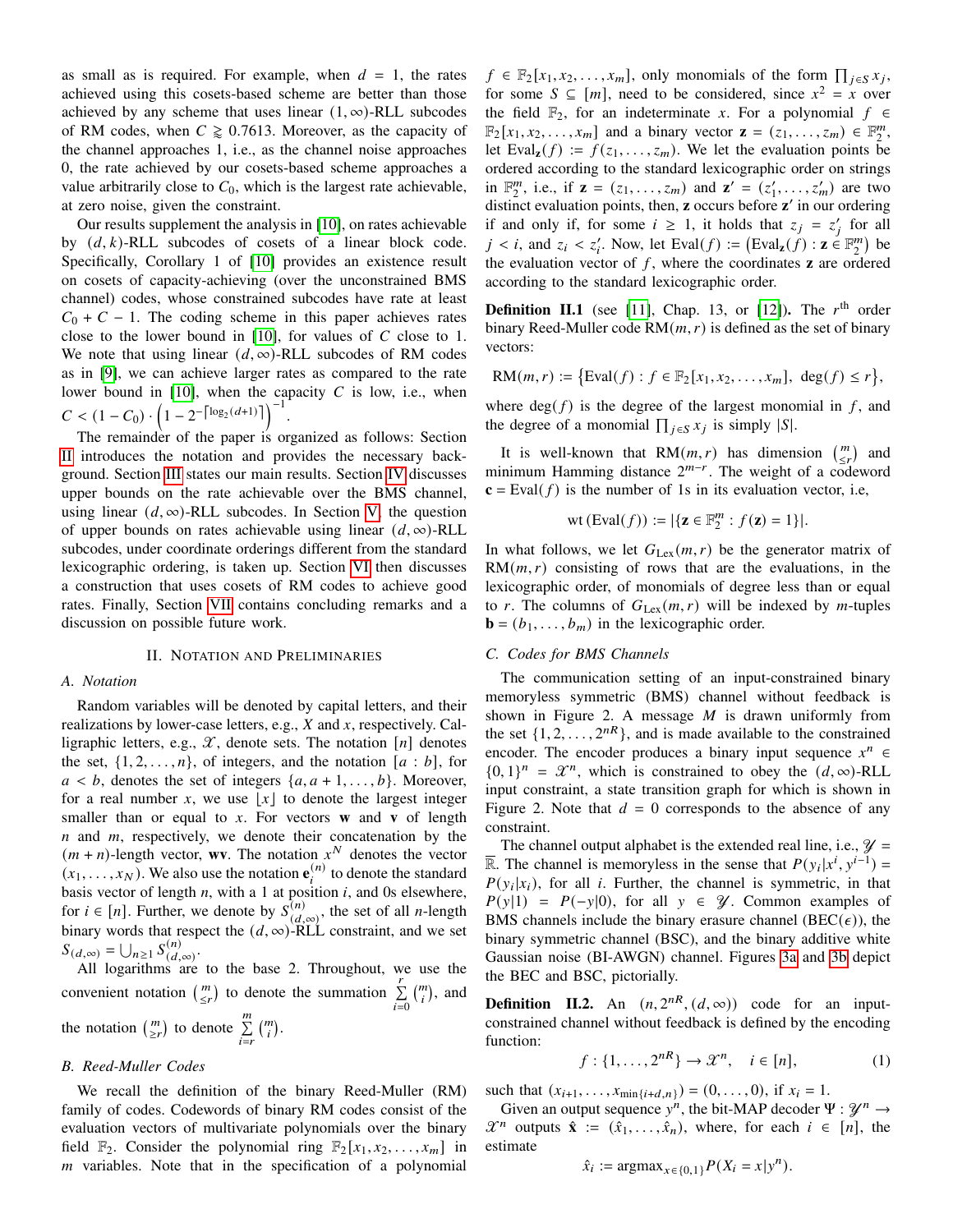as small as is required. For example, when $d = 1$, the rates achieved using this cosets-based scheme are better than those achieved by any scheme that uses linear $(1, \infty)$-RLL subcodes of RM codes, when $C \gtrapprox 0.7613$. Moreover, as the capacity of the channel approaches 1, i.e., as the channel noise approaches 0, the rate achieved by our cosets-based scheme approaches a value arbitrarily close to $C_0$, which is the largest rate achievable, at zero noise, given the constraint.

Our results supplement the analysis in [10], on rates achievable by $(d, k)$-RLL subcodes of cosets of a linear block code. Specifically, Corollary 1 of [10] provides an existence result on cosets of capacity-achieving (over the unconstrained BMS channel) codes, whose constrained subcodes have rate at least $C_0 + C - 1$. The coding scheme in this paper achieves rates close to the lower bound in [10], for values of $C$ close to 1. We note that using linear $(d, \infty)$-RLL subcodes of RM codes as in [9], we can achieve larger rates as compared to the rate lower bound in [10], when the capacity $C$ is low, i.e., when $C < (1 - C_0) \cdot \left(1 - 2^{-\lceil \log_2(d+1) \rceil}\right)^{-1}$.

The remainder of the paper is organized as follows: Section II introduces the notation and provides the necessary background. Section III states our main results. Section IV discusses upper bounds on the rate achievable over the BMS channel, using linear $(d, \infty)$-RLL subcodes. In Section V, the question of upper bounds on rates achievable using linear $(d, \infty)$-RLL subcodes, under coordinate orderings different from the standard lexicographic ordering, is taken up. Section VI then discusses a construction that uses cosets of RM codes to achieve good rates. Finally, Section VII contains concluding remarks and a discussion on possible future work.

## II. Notation and Preliminaries

### A. Notation

Random variables will be denoted by capital letters, and their realizations by lower-case letters, e.g., $X$ and $x$, respectively. Calligraphic letters, e.g., $\mathscr{X}$, denote sets. The notation $[n]$ denotes the set, $\{1, 2, \ldots, n\}$, of integers, and the notation $[a : b]$, for $a < b$, denotes the set of integers $\{a, a+1, \ldots, b\}$. Moreover, for a real number $x$, we use $\lfloor x \rfloor$ to denote the largest integer smaller than or equal to $x$. For vectors $\mathbf{w}$ and $\mathbf{v}$ of length $n$ and $m$, respectively, we denote their concatenation by the $(m+n)$-length vector, $\mathbf{wv}$. The notation $x^N$ denotes the vector $(x_1, \ldots, x_N)$. We also use the notation $\mathbf{e}_i^{(n)}$ to denote the standard basis vector of length $n$, with a 1 at position $i$, and 0s elsewhere, for $i \in [n]$. Further, we denote by $S_{(d,\infty)}^{(n)}$, the set of all $n$-length binary words that respect the $(d, \infty)$-RLL constraint, and we set $S_{(d,\infty)} = \bigcup_{n \geq 1} S_{(d,\infty)}^{(n)}$.

All logarithms are to the base 2. Throughout, we use the convenient notation $\binom{m}{\leq r}$ to denote the summation $\sum_{i=0}^{r} \binom{m}{i}$, and the notation $\binom{m}{\geq r}$ to denote $\sum_{i=r}^{m} \binom{m}{i}$.

### B. Reed-Muller Codes

We recall the definition of the binary Reed-Muller (RM) family of codes. Codewords of binary RM codes consist of the evaluation vectors of multivariate polynomials over the binary field $\mathbb{F}_2$. Consider the polynomial ring $\mathbb{F}_2[x_1, x_2, \ldots, x_m]$ in $m$ variables. Note that in the specification of a polynomial $f \in \mathbb{F}_2[x_1, x_2, \ldots, x_m]$, only monomials of the form $\prod_{j \in S} x_j$, for some $S \subseteq [m]$, need to be considered, since $x^2 = x$ over the field $\mathbb{F}_2$, for an indeterminate $x$. For a polynomial $f \in \mathbb{F}_2[x_1, x_2, \ldots, x_m]$ and a binary vector $\mathbf{z} = (z_1, \ldots, z_m) \in \mathbb{F}_2^m$, let $\text{Eval}_{\mathbf{z}}(f) := f(z_1, \ldots, z_m)$. We let the evaluation points be ordered according to the standard lexicographic order on strings in $\mathbb{F}_2^m$, i.e., if $\mathbf{z} = (z_1, \ldots, z_m)$ and $\mathbf{z}' = (z_1', \ldots, z_m')$ are two distinct evaluation points, then, $\mathbf{z}$ occurs before $\mathbf{z}'$ in our ordering if and only if, for some $i \geq 1$, it holds that $z_j = z_j'$ for all $j < i$, and $z_i < z_i'$. Now, let $\text{Eval}(f) := \left(\text{Eval}_{\mathbf{z}}(f) : \mathbf{z} \in \mathbb{F}_2^m\right)$ be the evaluation vector of $f$, where the coordinates $\mathbf{z}$ are ordered according to the standard lexicographic order.

**Definition II.1** (see [11], Chap. 13, or [12]). The $r^{\text{th}}$ order binary Reed-Muller code $\text{RM}(m, r)$ is defined as the set of binary vectors:

$$\text{RM}(m, r) := \left\{\text{Eval}(f) : f \in \mathbb{F}_2[x_1, x_2, \ldots, x_m],\ \deg(f) \leq r\right\},$$

where $\deg(f)$ is the degree of the largest monomial in $f$, and the degree of a monomial $\prod_{j \in S} x_j$ is simply $|S|$.

It is well-known that $\text{RM}(m, r)$ has dimension $\binom{m}{\leq r}$ and minimum Hamming distance $2^{m-r}$. The weight of a codeword $\mathbf{c} = \text{Eval}(f)$ is the number of 1s in its evaluation vector, i.e,

$$\text{wt}\left(\text{Eval}(f)\right) := |\{\mathbf{z} \in \mathbb{F}_2^m : f(\mathbf{z}) = 1\}|.$$

In what follows, we let $G_{\text{Lex}}(m, r)$ be the generator matrix of $\text{RM}(m, r)$ consisting of rows that are the evaluations, in the lexicographic order, of monomials of degree less than or equal to $r$. The columns of $G_{\text{Lex}}(m, r)$ will be indexed by $m$-tuples $\mathbf{b} = (b_1, \ldots, b_m)$ in the lexicographic order.

### C. Codes for BMS Channels

The communication setting of an input-constrained binary memoryless symmetric (BMS) channel without feedback is shown in Figure 2. A message $M$ is drawn uniformly from the set $\{1, 2, \ldots, 2^{nR}\}$, and is made available to the constrained encoder. The encoder produces a binary input sequence $x^n \in \{0, 1\}^n = \mathscr{X}^n$, which is constrained to obey the $(d, \infty)$-RLL input constraint, a state transition graph for which is shown in Figure 2. Note that $d = 0$ corresponds to the absence of any constraint.

The channel output alphabet is the extended real line, i.e., $\mathscr{Y} = \overline{\mathbb{R}}$. The channel is memoryless in the sense that $P(y_i | x^i, y^{i-1}) = P(y_i | x_i)$, for all $i$. Further, the channel is symmetric, in that $P(y|1) = P(-y|0)$, for all $y \in \mathscr{Y}$. Common examples of BMS channels include the binary erasure channel (BEC($\epsilon$)), the binary symmetric channel (BSC), and the binary additive white Gaussian noise (BI-AWGN) channel. Figures 3a and 3b depict the BEC and BSC, pictorially.

**Definition II.2.** An $(n, 2^{nR}, (d, \infty))$ code for an input-constrained channel without feedback is defined by the encoding function:

$$f : \{1, \ldots, 2^{nR}\} \to \mathscr{X}^n, \quad i \in [n], \tag{1}$$

such that $(x_{i+1}, \ldots, x_{\min\{i+d, n\}}) = (0, \ldots, 0)$, if $x_i = 1$.

Given an output sequence $y^n$, the bit-MAP decoder $\Psi : \mathscr{Y}^n \to \mathscr{X}^n$ outputs $\hat{\mathbf{x}} := (\hat{x}_1, \ldots, \hat{x}_n)$, where, for each $i \in [n]$, the estimate

$$\hat{x}_i := \text{argmax}_{x \in \{0,1\}} P(X_i = x | y^n).$$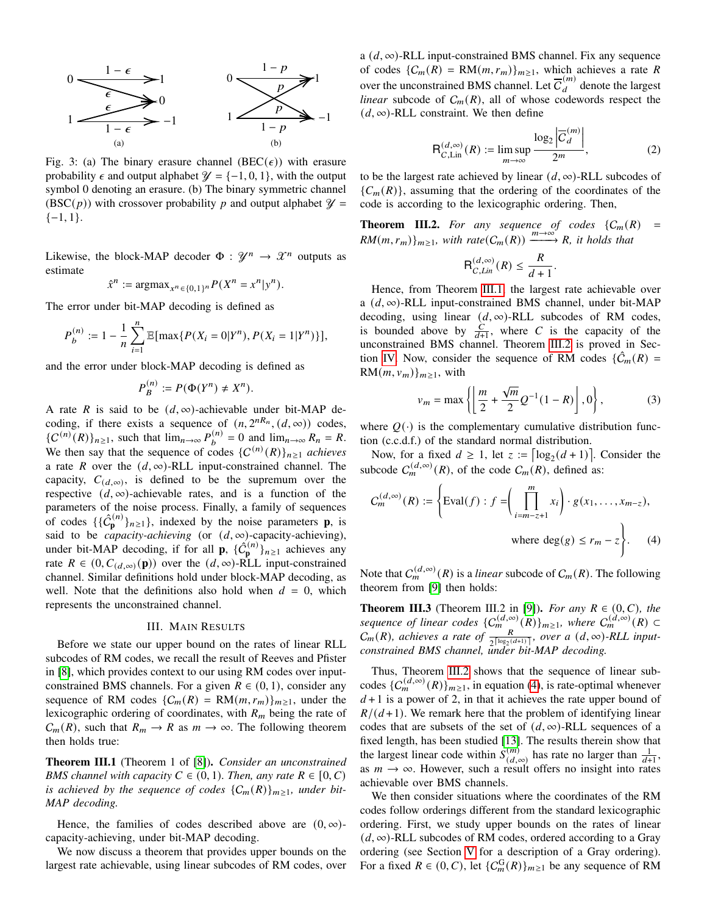Fig. 3: (a) The binary erasure channel (BEC($\epsilon$)) with erasure probability $\epsilon$ and output alphabet $\mathscr{Y} = \{-1, 0, 1\}$, with the output symbol 0 denoting an erasure. (b) The binary symmetric channel (BSC($p$)) with crossover probability $p$ and output alphabet $\mathscr{Y} = \{-1, 1\}$.

Likewise, the block-MAP decoder $\Phi : \mathscr{Y}^n \to \mathscr{X}^n$ outputs as estimate

$$\hat{x}^n := \text{argmax}_{x^n \in \{0,1\}^n} P(X^n = x^n | y^n).$$

The error under bit-MAP decoding is defined as

$$P_b^{(n)} := 1 - \frac{1}{n} \sum_{i=1}^{n} \mathbb{E}[\max\{P(X_i = 0|Y^n), P(X_i = 1|Y^n)\}],$$

and the error under block-MAP decoding is defined as

$$P_B^{(n)} := P(\Phi(Y^n) \neq X^n).$$

A rate $R$ is said to be $(d,\infty)$-achievable under bit-MAP decoding, if there exists a sequence of $(n, 2^{nR_n}, (d,\infty))$ codes, $\{C^{(n)}(R)\}_{n\geq 1}$, such that $\lim_{n\to\infty} P_b^{(n)} = 0$ and $\lim_{n\to\infty} R_n = R$. We then say that the sequence of codes $\{C^{(n)}(R)\}_{n\geq 1}$ *achieves* a rate $R$ over the $(d,\infty)$-RLL input-constrained channel. The capacity, $C_{(d,\infty)}$, is defined to be the supremum over the respective $(d,\infty)$-achievable rates, and is a function of the parameters of the noise process. Finally, a family of sequences of codes $\{\{\hat{C}_{\mathbf{p}}^{(n)}\}_{n\geq 1}\}$, indexed by the noise parameters $\mathbf{p}$, is said to be *capacity-achieving* (or $(d,\infty)$-capacity-achieving), under bit-MAP decoding, if for all $\mathbf{p}$, $\{\hat{C}_{\mathbf{p}}^{(n)}\}_{n\geq 1}$ achieves any rate $R \in (0, C_{(d,\infty)}(\mathbf{p}))$ over the $(d,\infty)$-RLL input-constrained channel. Similar definitions hold under block-MAP decoding, as well. Note that the definitions also hold when $d = 0$, which represents the unconstrained channel.

## III. Main Results

Before we state our upper bound on the rates of linear RLL subcodes of RM codes, we recall the result of Reeves and Pfister in [8], which provides context to our using RM codes over input-constrained BMS channels. For a given $R \in (0,1)$, consider any sequence of RM codes $\{C_m(R) = \text{RM}(m, r_m)\}_{m\geq 1}$, under the lexicographic ordering of coordinates, with $R_m$ being the rate of $C_m(R)$, such that $R_m \to R$ as $m \to \infty$. The following theorem then holds true:

**Theorem III.1** (Theorem 1 of [8]). *Consider an unconstrained BMS channel with capacity $C \in (0,1)$. Then, any rate $R \in [0, C)$ is achieved by the sequence of codes $\{C_m(R)\}_{m\geq 1}$, under bit-MAP decoding.*

Hence, the families of codes described above are $(0,\infty)$-capacity-achieving, under bit-MAP decoding.

We now discuss a theorem that provides upper bounds on the largest rate achievable, using linear subcodes of RM codes, over a $(d,\infty)$-RLL input-constrained BMS channel. Fix any sequence of codes $\{C_m(R) = \text{RM}(m, r_m)\}_{m\geq 1}$, which achieves a rate $R$ over the unconstrained BMS channel. Let $\overline{C}_d^{(m)}$ denote the largest *linear* subcode of $C_m(R)$, all of whose codewords respect the $(d,\infty)$-RLL constraint. We then define

$$\mathsf{R}_{C,\text{Lin}}^{(d,\infty)}(R) := \limsup_{m\to\infty} \frac{\log_2 \left|\overline{C}_d^{(m)}\right|}{2^m}, \tag{2}$$

to be the largest rate achieved by linear $(d,\infty)$-RLL subcodes of $\{C_m(R)\}$, assuming that the ordering of the coordinates of the code is according to the lexicographic ordering. Then,

**Theorem III.2.** *For any sequence of codes $\{C_m(R) = RM(m, r_m)\}_{m\geq 1}$, with $rate(C_m(R)) \xrightarrow{m\to\infty} R$, it holds that*

$$\mathsf{R}_{C,Lin}^{(d,\infty)}(R) \leq \frac{R}{d+1}.$$

Hence, from Theorem III.1, the largest rate achievable over a $(d,\infty)$-RLL input-constrained BMS channel, under bit-MAP decoding, using linear $(d,\infty)$-RLL subcodes of RM codes, is bounded above by $\frac{C}{d+1}$, where $C$ is the capacity of the unconstrained BMS channel. Theorem III.2 is proved in Section IV. Now, consider the sequence of RM codes $\{\hat{C}_m(R) = \text{RM}(m, v_m)\}_{m\geq 1}$, with

$$v_m = \max\left\{\left\lfloor \frac{m}{2} + \frac{\sqrt{m}}{2} Q^{-1}(1-R) \right\rfloor, 0\right\}, \tag{3}$$

where $Q(\cdot)$ is the complementary cumulative distribution function (c.c.d.f.) of the standard normal distribution.

Now, for a fixed $d \geq 1$, let $z := \lceil \log_2(d+1) \rceil$. Consider the subcode $C_m^{(d,\infty)}(R)$, of the code $C_m(R)$, defined as:

$$C_m^{(d,\infty)}(R) := \left\{ \text{Eval}(f) : f = \left( \prod_{i=m-z+1}^{m} x_i \right) \cdot g(x_1, \ldots, x_{m-z}), \right.$$
$$\left. \text{where } \deg(g) \leq r_m - z \right\}. \tag{4}$$

Note that $C_m^{(d,\infty)}(R)$ is a *linear* subcode of $C_m(R)$. The following theorem from [9] then holds:

**Theorem III.3** (Theorem III.2 in [9]). *For any $R \in (0, C)$, the sequence of linear codes $\{C_m^{(d,\infty)}(R)\}_{m\geq 1}$, where $C_m^{(d,\infty)}(R) \subset C_m(R)$, achieves a rate of $\frac{R}{2^{\lceil \log_2(d+1) \rceil}}$, over a $(d,\infty)$-RLL input-constrained BMS channel, under bit-MAP decoding.*

Thus, Theorem III.2 shows that the sequence of linear subcodes $\{C_m^{(d,\infty)}(R)\}_{m\geq 1}$, in equation (4), is rate-optimal whenever $d+1$ is a power of 2, in that it achieves the rate upper bound of $R/(d+1)$. We remark here that the problem of identifying linear codes that are subsets of the set of $(d,\infty)$-RLL sequences of a fixed length, has been studied [13]. The results therein show that the largest linear code within $S_{(d,\infty)}^{(m)}$ has rate no larger than $\frac{1}{d+1}$, as $m \to \infty$. However, such a result offers no insight into rates achievable over BMS channels.

We then consider situations where the coordinates of the RM codes follow orderings different from the standard lexicographic ordering. First, we study upper bounds on the rates of linear $(d,\infty)$-RLL subcodes of RM codes, ordered according to a Gray ordering (see Section V for a description of a Gray ordering). For a fixed $R \in (0, C)$, let $\{C_m^{\text{G}}(R)\}_{m\geq 1}$ be any sequence of RM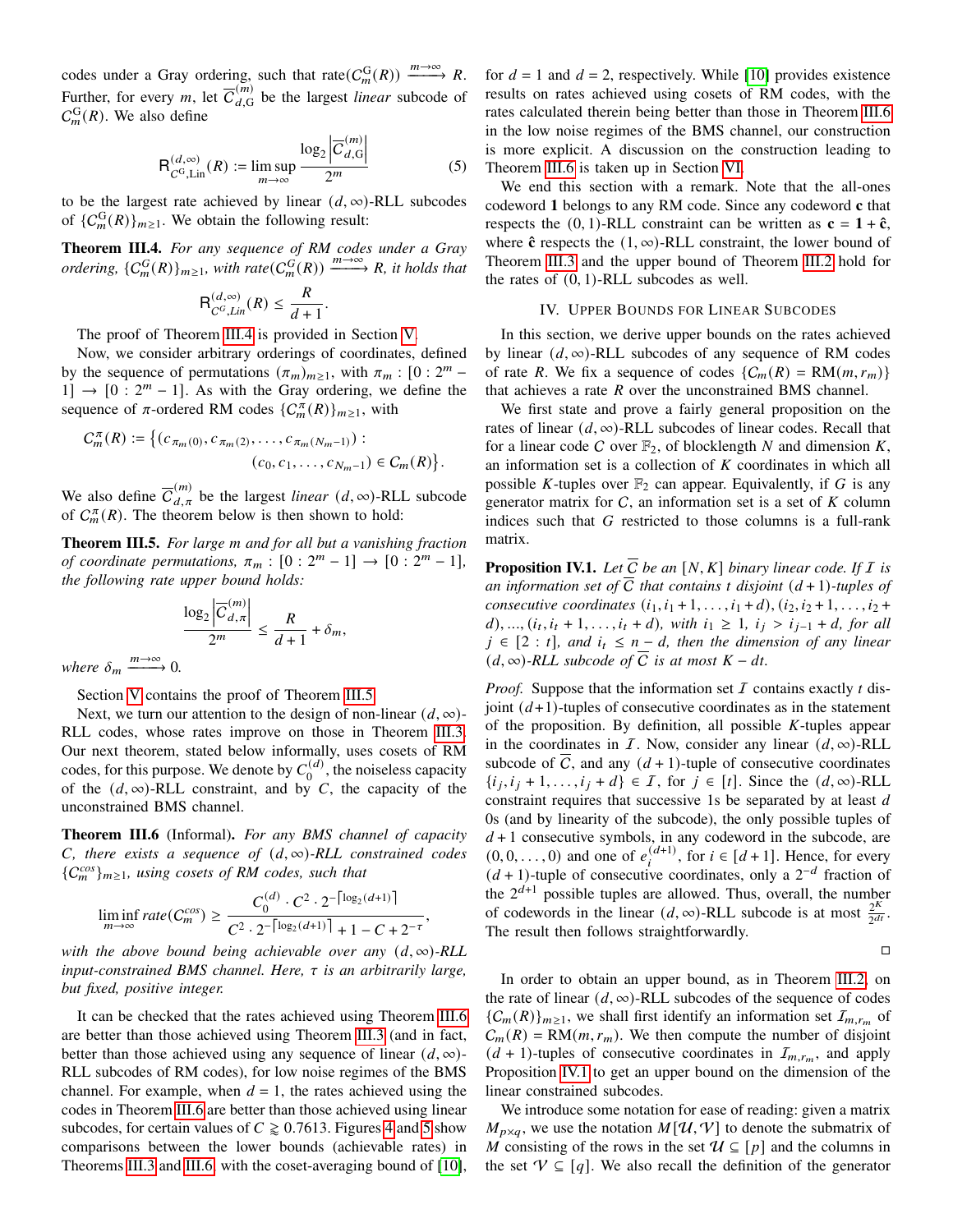codes under a Gray ordering, such that rate$(C_m^{\mathrm{G}}(R)) \xrightarrow{m\to\infty} R$. Further, for every $m$, let $\overline{C}_{d,\mathrm{G}}^{(m)}$ be the largest *linear* subcode of $C_m^{\mathrm{G}}(R)$. We also define

$$\mathsf{R}_{C^{\mathrm{G}},\mathrm{Lin}}^{(d,\infty)}(R) := \limsup_{m\to\infty} \frac{\log_2 \left|\overline{C}_{d,\mathrm{G}}^{(m)}\right|}{2^m} \tag{5}$$

to be the largest rate achieved by linear $(d,\infty)$-RLL subcodes of $\{C_m^{\mathrm{G}}(R)\}_{m\geq 1}$. We obtain the following result:

**Theorem III.4.** *For any sequence of RM codes under a Gray ordering, $\{C_m^G(R)\}_{m\geq 1}$, with rate$(C_m^G(R)) \xrightarrow{m\to\infty} R$, it holds that*

$$\mathsf{R}_{C^G,Lin}^{(d,\infty)}(R) \leq \frac{R}{d+1}.$$

The proof of Theorem III.4 is provided in Section V.

Now, we consider arbitrary orderings of coordinates, defined by the sequence of permutations $(\pi_m)_{m\geq 1}$, with $\pi_m : [0 : 2^m - 1] \to [0 : 2^m - 1]$. As with the Gray ordering, we define the sequence of $\pi$-ordered RM codes $\{C_m^\pi(R)\}_{m\geq 1}$, with

$$C_m^\pi(R) := \big\{(c_{\pi_m(0)}, c_{\pi_m(2)}, \ldots, c_{\pi_m(N_m-1)}) : (c_0, c_1, \ldots, c_{N_m-1}) \in C_m(R)\big\}.$$

We also define $\overline{C}_{d,\pi}^{(m)}$ be the largest *linear* $(d,\infty)$-RLL subcode of $C_m^\pi(R)$. The theorem below is then shown to hold:

**Theorem III.5.** *For large m and for all but a vanishing fraction of coordinate permutations, $\pi_m : [0 : 2^m - 1] \to [0 : 2^m - 1]$, the following rate upper bound holds:*

$$\frac{\log_2 \left|\overline{C}_{d,\pi}^{(m)}\right|}{2^m} \leq \frac{R}{d+1} + \delta_m,$$

*where $\delta_m \xrightarrow{m\to\infty} 0$.*

Section V contains the proof of Theorem III.5.

Next, we turn our attention to the design of non-linear $(d,\infty)$-RLL codes, whose rates improve on those in Theorem III.3. Our next theorem, stated below informally, uses cosets of RM codes, for this purpose. We denote by $C_0^{(d)}$, the noiseless capacity of the $(d,\infty)$-RLL constraint, and by $C$, the capacity of the unconstrained BMS channel.

**Theorem III.6** (Informal)**.** *For any BMS channel of capacity $C$, there exists a sequence of $(d,\infty)$-RLL constrained codes $\{C_m^{cos}\}_{m\geq 1}$, using cosets of RM codes, such that*

$$\liminf_{m\to\infty} rate(C_m^{cos}) \geq \frac{C_0^{(d)} \cdot C^2 \cdot 2^{-\lceil \log_2(d+1)\rceil}}{C^2 \cdot 2^{-\lceil \log_2(d+1)\rceil} + 1 - C + 2^{-\tau}},$$

*with the above bound being achievable over any $(d,\infty)$-RLL input-constrained BMS channel. Here, $\tau$ is an arbitrarily large, but fixed, positive integer.*

It can be checked that the rates achieved using Theorem III.6 are better than those achieved using Theorem III.3 (and in fact, better than those achieved using any sequence of linear $(d,\infty)$-RLL subcodes of RM codes), for low noise regimes of the BMS channel. For example, when $d = 1$, the rates achieved using the codes in Theorem III.6 are better than those achieved using linear subcodes, for certain values of $C \gtrapprox 0.7613$. Figures 4 and 5 show comparisons between the lower bounds (achievable rates) in Theorems III.3 and III.6, with the coset-averaging bound of [10], for $d = 1$ and $d = 2$, respectively. While [10] provides existence results on rates achieved using cosets of RM codes, with the rates calculated therein being better than those in Theorem III.6 in the low noise regimes of the BMS channel, our construction is more explicit. A discussion on the construction leading to Theorem III.6 is taken up in Section VI.

We end this section with a remark. Note that the all-ones codeword $\mathbf{1}$ belongs to any RM code. Since any codeword $\mathbf{c}$ that respects the $(0,1)$-RLL constraint can be written as $\mathbf{c} = \mathbf{1} + \hat{\mathbf{c}}$, where $\hat{\mathbf{c}}$ respects the $(1,\infty)$-RLL constraint, the lower bound of Theorem III.3 and the upper bound of Theorem III.2 hold for the rates of $(0,1)$-RLL subcodes as well.

## IV. Upper Bounds for Linear Subcodes

In this section, we derive upper bounds on the rates achieved by linear $(d,\infty)$-RLL subcodes of any sequence of RM codes of rate $R$. We fix a sequence of codes $\{C_m(R) = \mathrm{RM}(m, r_m)\}$ that achieves a rate $R$ over the unconstrained BMS channel.

We first state and prove a fairly general proposition on the rates of linear $(d,\infty)$-RLL subcodes of linear codes. Recall that for a linear code $C$ over $\mathbb{F}_2$, of blocklength $N$ and dimension $K$, an information set is a collection of $K$ coordinates in which all possible $K$-tuples over $\mathbb{F}_2$ can appear. Equivalently, if $G$ is any generator matrix for $C$, an information set is a set of $K$ column indices such that $G$ restricted to those columns is a full-rank matrix.

**Proposition IV.1.** *Let $\overline{C}$ be an $[N,K]$ binary linear code. If $\mathcal{I}$ is an information set of $\overline{C}$ that contains $t$ disjoint $(d+1)$-tuples of consecutive coordinates $(i_1, i_1+1, \ldots, i_1+d), (i_2, i_2+1, \ldots, i_2+d), \ldots, (i_t, i_t+1, \ldots, i_t+d)$, with $i_1 \geq 1$, $i_j > i_{j-1}+d$, for all $j \in [2:t]$, and $i_t \leq n-d$, then the dimension of any linear $(d,\infty)$-RLL subcode of $\overline{C}$ is at most $K - dt$.*

*Proof.* Suppose that the information set $\mathcal{I}$ contains exactly $t$ disjoint $(d+1)$-tuples of consecutive coordinates as in the statement of the proposition. By definition, all possible $K$-tuples appear in the coordinates in $\mathcal{I}$. Now, consider any linear $(d,\infty)$-RLL subcode of $\overline{C}$, and any $(d+1)$-tuple of consecutive coordinates $\{i_j, i_j+1, \ldots, i_j+d\} \in \mathcal{I}$, for $j \in [t]$. Since the $(d,\infty)$-RLL constraint requires that successive 1s be separated by at least $d$ 0s (and by linearity of the subcode), the only possible tuples of $d+1$ consecutive symbols, in any codeword in the subcode, are $(0,0,\ldots,0)$ and one of $e_i^{(d+1)}$, for $i \in [d+1]$. Hence, for every $(d+1)$-tuple of consecutive coordinates, only a $2^{-d}$ fraction of the $2^{d+1}$ possible tuples are allowed. Thus, overall, the number of codewords in the linear $(d,\infty)$-RLL subcode is at most $\frac{2^K}{2^{dt}}$. The result then follows straightforwardly. $\square$

In order to obtain an upper bound, as in Theorem III.2, on the rate of linear $(d,\infty)$-RLL subcodes of the sequence of codes $\{C_m(R)\}_{m\geq 1}$, we shall first identify an information set $\mathcal{I}_{m,r_m}$ of $C_m(R) = \mathrm{RM}(m, r_m)$. We then compute the number of disjoint $(d+1)$-tuples of consecutive coordinates in $\mathcal{I}_{m,r_m}$, and apply Proposition IV.1 to get an upper bound on the dimension of the linear constrained subcodes.

We introduce some notation for ease of reading: given a matrix $M_{p\times q}$, we use the notation $M[\mathcal{U}, \mathcal{V}]$ to denote the submatrix of $M$ consisting of the rows in the set $\mathcal{U} \subseteq [p]$ and the columns in the set $\mathcal{V} \subseteq [q]$. We also recall the definition of the generator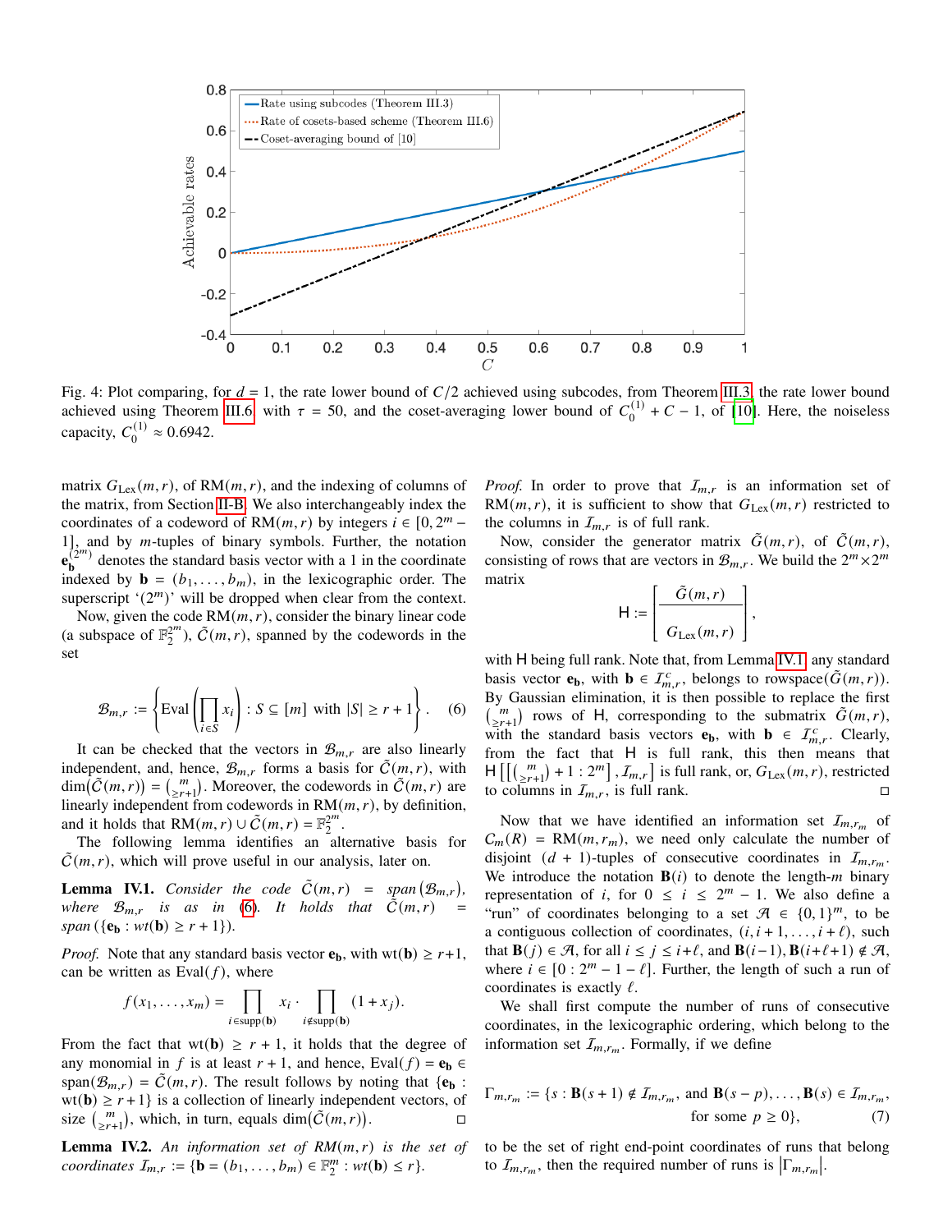Fig. 4: Plot comparing, for $d = 1$, the rate lower bound of $C/2$ achieved using subcodes, from Theorem III.3, the rate lower bound achieved using Theorem III.6 with $\tau = 50$, and the coset-averaging lower bound of $C_0^{(1)} + C - 1$, of [10]. Here, the noiseless capacity, $C_0^{(1)} \approx 0.6942$.

matrix $G_{\text{Lex}}(m, r)$, of RM$(m, r)$, and the indexing of columns of the matrix, from Section II-B. We also interchangeably index the coordinates of a codeword of RM$(m, r)$ by integers $i \in [0, 2^m - 1]$, and by $m$-tuples of binary symbols. Further, the notation $\mathbf{e}_{\mathbf{b}}^{(2^m)}$ denotes the standard basis vector with a 1 in the coordinate indexed by $\mathbf{b} = (b_1, \ldots, b_m)$, in the lexicographic order. The superscript '$(2^m)$' will be dropped when clear from the context.

Now, given the code RM$(m, r)$, consider the binary linear code (a subspace of $\mathbb{F}_2^{2^m}$), $\tilde{C}(m, r)$, spanned by the codewords in the set

$$\mathcal{B}_{m,r} := \left\{ \text{Eval}\left( \prod_{i \in S} x_i \right) : S \subseteq [m] \text{ with } |S| \geq r + 1 \right\}. \quad (6)$$

It can be checked that the vectors in $\mathcal{B}_{m,r}$ are also linearly independent, and, hence, $\mathcal{B}_{m,r}$ forms a basis for $\tilde{C}(m, r)$, with $\dim(\tilde{C}(m, r)) = \binom{m}{\geq r+1}$. Moreover, the codewords in $\tilde{C}(m, r)$ are linearly independent from codewords in RM$(m, r)$, by definition, and it holds that RM$(m, r) \cup \tilde{C}(m, r) = \mathbb{F}_2^{2^m}$.

The following lemma identifies an alternative basis for $\tilde{C}(m, r)$, which will prove useful in our analysis, later on.

**Lemma IV.1.** *Consider the code $\tilde{C}(m, r) = \text{span}(\mathcal{B}_{m,r})$, where $\mathcal{B}_{m,r}$ is as in (6). It holds that $\tilde{C}(m, r) = \text{span}(\{\mathbf{e}_{\mathbf{b}} : wt(\mathbf{b}) \geq r + 1\})$.*

*Proof.* Note that any standard basis vector $\mathbf{e}_{\mathbf{b}}$, with $\text{wt}(\mathbf{b}) \geq r+1$, can be written as Eval$(f)$, where

$$f(x_1, \ldots, x_m) = \prod_{i \in \text{supp}(\mathbf{b})} x_i \cdot \prod_{i \notin \text{supp}(\mathbf{b})} (1 + x_j).$$

From the fact that $\text{wt}(\mathbf{b}) \geq r + 1$, it holds that the degree of any monomial in $f$ is at least $r + 1$, and hence, Eval$(f) = \mathbf{e}_{\mathbf{b}} \in \text{span}(\mathcal{B}_{m,r}) = \tilde{C}(m, r)$. The result follows by noting that $\{\mathbf{e}_{\mathbf{b}} : \text{wt}(\mathbf{b}) \geq r + 1\}$ is a collection of linearly independent vectors, of size $\binom{m}{\geq r+1}$, which, in turn, equals $\dim(\tilde{C}(m, r))$. □

**Lemma IV.2.** *An information set of RM$(m, r)$ is the set of coordinates $\mathcal{I}_{m,r} := \{\mathbf{b} = (b_1, \ldots, b_m) \in \mathbb{F}_2^m : wt(\mathbf{b}) \leq r\}$.*

*Proof.* In order to prove that $\mathcal{I}_{m,r}$ is an information set of RM$(m, r)$, it is sufficient to show that $G_{\text{Lex}}(m, r)$ restricted to the columns in $\mathcal{I}_{m,r}$ is of full rank.

Now, consider the generator matrix $\tilde{G}(m, r)$, of $\tilde{C}(m, r)$, consisting of rows that are vectors in $\mathcal{B}_{m,r}$. We build the $2^m \times 2^m$ matrix

$$\mathsf{H} := \left[ \frac{\tilde{G}(m, r)}{G_{\text{Lex}}(m, r)} \right],$$

with $\mathsf{H}$ being full rank. Note that, from Lemma IV.1, any standard basis vector $\mathbf{e}_{\mathbf{b}}$, with $\mathbf{b} \in \mathcal{I}_{m,r}^c$, belongs to rowspace$(\tilde{G}(m, r))$. By Gaussian elimination, it is then possible to replace the first $\binom{m}{\geq r+1}$ rows of $\mathsf{H}$, corresponding to the submatrix $\tilde{G}(m, r)$, with the standard basis vectors $\mathbf{e}_{\mathbf{b}}$, with $\mathbf{b} \in \mathcal{I}_{m,r}^c$. Clearly, from the fact that $\mathsf{H}$ is full rank, this then means that $\mathsf{H}\left[\left[\binom{m}{\geq r+1} + 1 : 2^m\right], \mathcal{I}_{m,r}\right]$ is full rank, or, $G_{\text{Lex}}(m, r)$, restricted to columns in $\mathcal{I}_{m,r}$, is full rank. □

Now that we have identified an information set $\mathcal{I}_{m,r_m}$ of $C_m(R) = \text{RM}(m, r_m)$, we need only calculate the number of disjoint $(d + 1)$-tuples of consecutive coordinates in $\mathcal{I}_{m,r_m}$. We introduce the notation $\mathbf{B}(i)$ to denote the length-$m$ binary representation of $i$, for $0 \leq i \leq 2^m - 1$. We also define a "run" of coordinates belonging to a set $\mathcal{A} \in \{0, 1\}^m$, to be a contiguous collection of coordinates, $(i, i+1, \ldots, i+\ell)$, such that $\mathbf{B}(j) \in \mathcal{A}$, for all $i \leq j \leq i+\ell$, and $\mathbf{B}(i-1), \mathbf{B}(i+\ell+1) \notin \mathcal{A}$, where $i \in [0 : 2^m - 1 - \ell]$. Further, the length of such a run of coordinates is exactly $\ell$.

We shall first compute the number of runs of consecutive coordinates, in the lexicographic ordering, which belong to the information set $\mathcal{I}_{m,r_m}$. Formally, if we define

$$\Gamma_{m,r_m} := \{s : \mathbf{B}(s+1) \notin \mathcal{I}_{m,r_m}, \text{ and } \mathbf{B}(s-p), \ldots, \mathbf{B}(s) \in \mathcal{I}_{m,r_m}, \text{ for some } p \geq 0\}, \quad (7)$$

to be the set of right end-point coordinates of runs that belong to $\mathcal{I}_{m,r_m}$, then the required number of runs is $|\Gamma_{m,r_m}|$.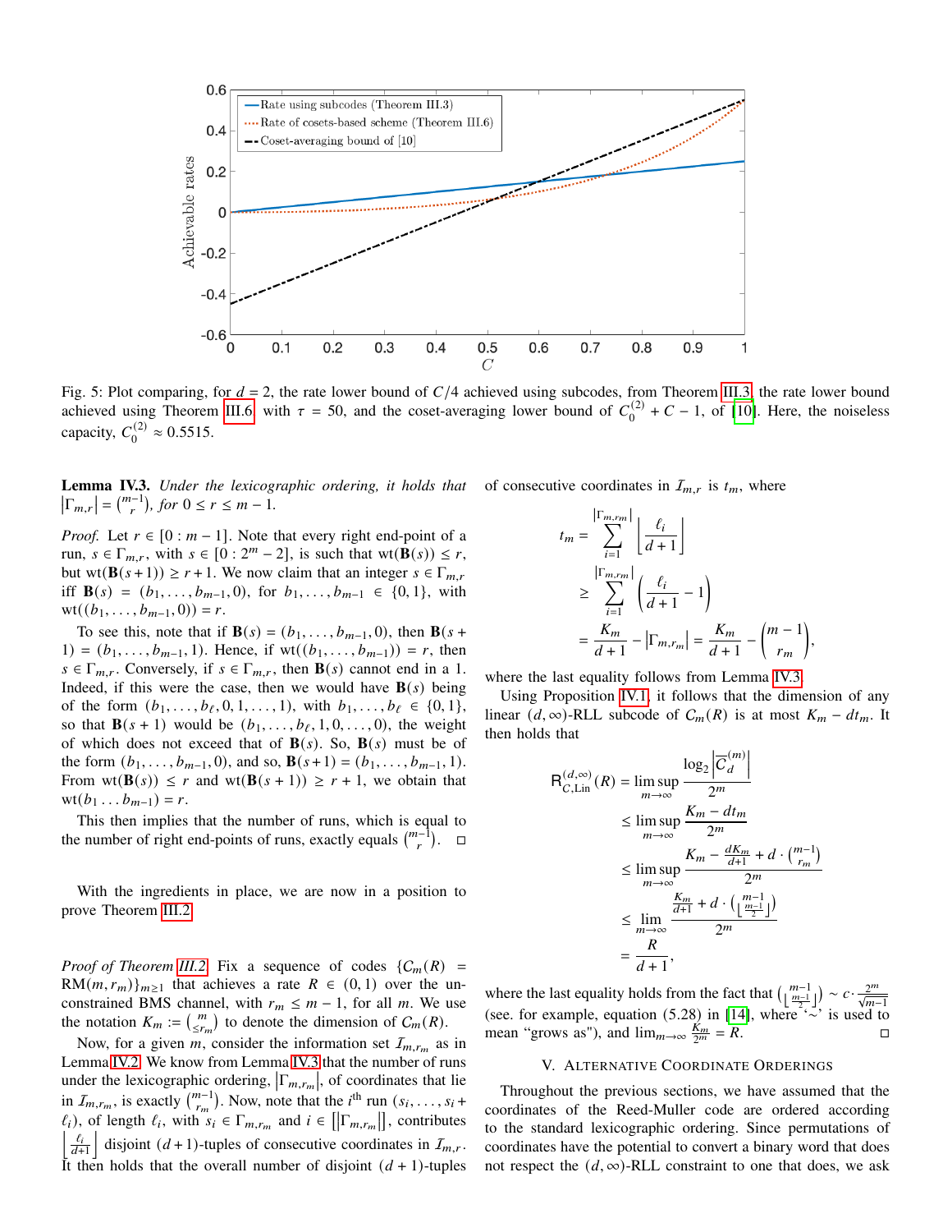Fig. 5: Plot comparing, for $d = 2$, the rate lower bound of $C/4$ achieved using subcodes, from Theorem III.3, the rate lower bound achieved using Theorem III.6 with $\tau = 50$, and the coset-averaging lower bound of $C_0^{(2)} + C - 1$, of [10]. Here, the noiseless capacity, $C_0^{(2)} \approx 0.5515$.

**Lemma IV.3.** *Under the lexicographic ordering, it holds that* $|\Gamma_{m,r}| = \binom{m-1}{r}$*, for* $0 \le r \le m-1$.

*Proof.* Let $r \in [0 : m-1]$. Note that every right end-point of a run, $s \in \Gamma_{m,r}$, with $s \in [0 : 2^m - 2]$, is such that $\text{wt}(\mathbf{B}(s)) \le r$, but $\text{wt}(\mathbf{B}(s+1)) \ge r+1$. We now claim that an integer $s \in \Gamma_{m,r}$ iff $\mathbf{B}(s) = (b_1, \ldots, b_{m-1}, 0)$, for $b_1, \ldots, b_{m-1} \in \{0,1\}$, with $\text{wt}((b_1, \ldots, b_{m-1}, 0)) = r$.

To see this, note that if $\mathbf{B}(s) = (b_1, \ldots, b_{m-1}, 0)$, then $\mathbf{B}(s+1) = (b_1, \ldots, b_{m-1}, 1)$. Hence, if $\text{wt}((b_1, \ldots, b_{m-1})) = r$, then $s \in \Gamma_{m,r}$. Conversely, if $s \in \Gamma_{m,r}$, then $\mathbf{B}(s)$ cannot end in a 1. Indeed, if this were the case, then we would have $\mathbf{B}(s)$ being of the form $(b_1, \ldots, b_\ell, 0, 1, \ldots, 1)$, with $b_1, \ldots, b_\ell \in \{0,1\}$, so that $\mathbf{B}(s+1)$ would be $(b_1, \ldots, b_\ell, 1, 0, \ldots, 0)$, the weight of which does not exceed that of $\mathbf{B}(s)$. So, $\mathbf{B}(s)$ must be of the form $(b_1, \ldots, b_{m-1}, 0)$, and so, $\mathbf{B}(s+1) = (b_1, \ldots, b_{m-1}, 1)$. From $\text{wt}(\mathbf{B}(s)) \le r$ and $\text{wt}(\mathbf{B}(s+1)) \ge r+1$, we obtain that $\text{wt}(b_1 \ldots b_{m-1}) = r$.

This then implies that the number of runs, which is equal to the number of right end-points of runs, exactly equals $\binom{m-1}{r}$. ◻

With the ingredients in place, we are now in a position to prove Theorem III.2.

*Proof of Theorem III.2.* Fix a sequence of codes $\{\mathcal{C}_m(R) = \text{RM}(m, r_m)\}_{m \ge 1}$ that achieves a rate $R \in (0,1)$ over the unconstrained BMS channel, with $r_m \le m-1$, for all $m$. We use the notation $K_m := \binom{m}{\le r_m}$ to denote the dimension of $\mathcal{C}_m(R)$.

Now, for a given $m$, consider the information set $\mathcal{I}_{m,r_m}$ as in Lemma IV.2. We know from Lemma IV.3 that the number of runs under the lexicographic ordering, $|\Gamma_{m,r_m}|$, of coordinates that lie in $\mathcal{I}_{m,r_m}$, is exactly $\binom{m-1}{r_m}$. Now, note that the $i^{\text{th}}$ run $(s_i, \ldots, s_i + \ell_i)$, of length $\ell_i$, with $s_i \in \Gamma_{m,r_m}$ and $i \in [|\Gamma_{m,r_m}|]$, contributes $\left\lfloor \frac{\ell_i}{d+1} \right\rfloor$ disjoint $(d+1)$-tuples of consecutive coordinates in $\mathcal{I}_{m,r}$. It then holds that the overall number of disjoint $(d+1)$-tuples of consecutive coordinates in $\mathcal{I}_{m,r}$ is $t_m$, where

$$
\begin{aligned}
t_m &= \sum_{i=1}^{|\Gamma_{m,r_m}|} \left\lfloor \frac{\ell_i}{d+1} \right\rfloor \\
&\ge \sum_{i=1}^{|\Gamma_{m,r_m}|} \left( \frac{\ell_i}{d+1} - 1 \right) \\
&= \frac{K_m}{d+1} - |\Gamma_{m,r_m}| = \frac{K_m}{d+1} - \binom{m-1}{r_m},
\end{aligned}
$$

where the last equality follows from Lemma IV.3.

Using Proposition IV.1, it follows that the dimension of any linear $(d,\infty)$-RLL subcode of $\mathcal{C}_m(R)$ is at most $K_m - dt_m$. It then holds that

$$
\begin{aligned}
\mathsf{R}_{C,\text{Lin}}^{(d,\infty)}(R) &= \limsup_{m \to \infty} \frac{\log_2 \left|\overline{C}_d^{(m)}\right|}{2^m} \\
&\le \limsup_{m \to \infty} \frac{K_m - dt_m}{2^m} \\
&\le \limsup_{m \to \infty} \frac{K_m - \frac{dK_m}{d+1} + d \cdot \binom{m-1}{r_m}}{2^m} \\
&\le \lim_{m \to \infty} \frac{\frac{K_m}{d+1} + d \cdot \binom{m-1}{\lfloor \frac{m-1}{2} \rfloor}}{2^m} \\
&= \frac{R}{d+1},
\end{aligned}
$$

where the last equality holds from the fact that $\binom{m-1}{\lfloor \frac{m-1}{2} \rfloor} \sim c \cdot \frac{2^m}{\sqrt{m-1}}$ (see. for example, equation (5.28) in [14]), where '$\sim$' is used to mean "grows as"), and $\lim_{m \to \infty} \frac{K_m}{2^m} = R$. ◻

## V. Alternative Coordinate Orderings

Throughout the previous sections, we have assumed that the coordinates of the Reed-Muller code are ordered according to the standard lexicographic ordering. Since permutations of coordinates have the potential to convert a binary word that does not respect the $(d,\infty)$-RLL constraint to one that does, we ask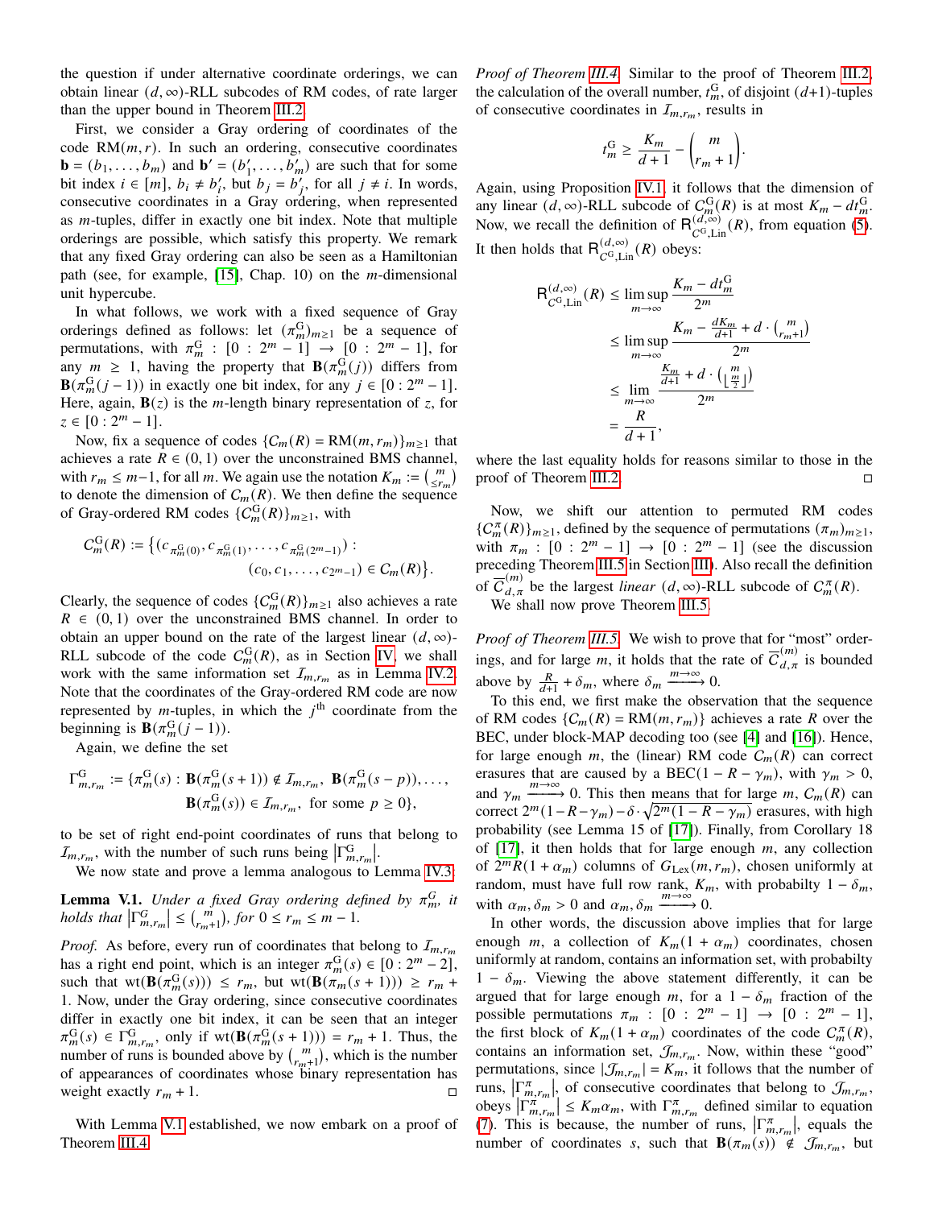the question if under alternative coordinate orderings, we can obtain linear $(d,\infty)$-RLL subcodes of RM codes, of rate larger than the upper bound in Theorem III.2.

First, we consider a Gray ordering of coordinates of the code RM$(m,r)$. In such an ordering, consecutive coordinates $\mathbf{b} = (b_1,\ldots,b_m)$ and $\mathbf{b}' = (b_1',\ldots,b_m')$ are such that for some bit index $i \in [m]$, $b_i \neq b_i'$, but $b_j = b_j'$, for all $j \neq i$. In words, consecutive coordinates in a Gray ordering, when represented as $m$-tuples, differ in exactly one bit index. Note that multiple orderings are possible, which satisfy this property. We remark that any fixed Gray ordering can also be seen as a Hamiltonian path (see, for example, [15], Chap. 10) on the $m$-dimensional unit hypercube.

In what follows, we work with a fixed sequence of Gray orderings defined as follows: let $(\pi_m^{\text{G}})_{m\geq 1}$ be a sequence of permutations, with $\pi_m^{\text{G}} : [0:2^m-1] \to [0:2^m-1]$, for any $m \geq 1$, having the property that $\mathbf{B}(\pi_m^{\text{G}}(j))$ differs from $\mathbf{B}(\pi_m^{\text{G}}(j-1))$ in exactly one bit index, for any $j \in [0:2^m-1]$. Here, again, $\mathbf{B}(z)$ is the $m$-length binary representation of $z$, for $z \in [0:2^m-1]$.

Now, fix a sequence of codes $\{C_m(R) = \text{RM}(m,r_m)\}_{m\geq 1}$ that achieves a rate $R \in (0,1)$ over the unconstrained BMS channel, with $r_m \leq m-1$, for all $m$. We again use the notation $K_m := \binom{m}{\leq r_m}$ to denote the dimension of $C_m(R)$. We then define the sequence of Gray-ordered RM codes $\{C_m^{\text{G}}(R)\}_{m\geq 1}$, with

$$C_m^{\text{G}}(R) := \left\{(c_{\pi_m^{\text{G}}(0)}, c_{\pi_m^{\text{G}}(1)}, \ldots, c_{\pi_m^{\text{G}}(2^m-1)}) : (c_0, c_1, \ldots, c_{2^m-1}) \in C_m(R)\right\}.$$

Clearly, the sequence of codes $\{C_m^{\text{G}}(R)\}_{m\geq 1}$ also achieves a rate $R \in (0,1)$ over the unconstrained BMS channel. In order to obtain an upper bound on the rate of the largest linear $(d,\infty)$-RLL subcode of the code $C_m^{\text{G}}(R)$, as in Section IV, we shall work with the same information set $\mathcal{I}_{m,r_m}$ as in Lemma IV.2. Note that the coordinates of the Gray-ordered RM code are now represented by $m$-tuples, in which the $j^{\text{th}}$ coordinate from the beginning is $\mathbf{B}(\pi_m^{\text{G}}(j-1))$.

Again, we define the set

$$\Gamma_{m,r_m}^{\text{G}} := \{\pi_m^{\text{G}}(s) : \mathbf{B}(\pi_m^{\text{G}}(s+1)) \notin \mathcal{I}_{m,r_m},\ \mathbf{B}(\pi_m^{\text{G}}(s-p)),\ldots, \mathbf{B}(\pi_m^{\text{G}}(s)) \in \mathcal{I}_{m,r_m},\ \text{for some } p \geq 0\},$$

to be set of right end-point coordinates of runs that belong to $\mathcal{I}_{m,r_m}$, with the number of such runs being $\left|\Gamma_{m,r_m}^{\text{G}}\right|$.

We now state and prove a lemma analogous to Lemma IV.3.

**Lemma V.1.** *Under a fixed Gray ordering defined by $\pi_m^{G}$, it holds that $\left|\Gamma_{m,r_m}^{\text{G}}\right| \leq \binom{m}{r_m+1}$, for $0 \leq r_m \leq m-1$.*

*Proof.* As before, every run of coordinates that belong to $\mathcal{I}_{m,r_m}$ has a right end point, which is an integer $\pi_m^{\text{G}}(s) \in [0:2^m-2]$, such that $\text{wt}(\mathbf{B}(\pi_m^{\text{G}}(s))) \leq r_m$, but $\text{wt}(\mathbf{B}(\pi_m(s+1))) \geq r_m+1$. Now, under the Gray ordering, since consecutive coordinates differ in exactly one bit index, it can be seen that an integer $\pi_m^{\text{G}}(s) \in \Gamma_{m,r_m}^{\text{G}}$, only if $\text{wt}(\mathbf{B}(\pi_m^{\text{G}}(s+1))) = r_m+1$. Thus, the number of runs is bounded above by $\binom{m}{r_m+1}$, which is the number of appearances of coordinates whose binary representation has weight exactly $r_m+1$. ◻

With Lemma V.1 established, we now embark on a proof of Theorem III.4.

*Proof of Theorem III.4.* Similar to the proof of Theorem III.2, the calculation of the overall number, $t_m^{\text{G}}$, of disjoint $(d+1)$-tuples of consecutive coordinates in $\mathcal{I}_{m,r_m}$, results in

$$t_m^{\text{G}} \geq \frac{K_m}{d+1} - \binom{m}{r_m+1}.$$

Again, using Proposition IV.1, it follows that the dimension of any linear $(d,\infty)$-RLL subcode of $C_m^{\text{G}}(R)$ is at most $K_m - dt_m^{\text{G}}$. Now, we recall the definition of $\mathsf{R}_{C^{\text{G}},\text{Lin}}^{(d,\infty)}(R)$, from equation (5). It then holds that $\mathsf{R}_{C^{\text{G}},\text{Lin}}^{(d,\infty)}(R)$ obeys:

$$\begin{aligned}
\mathsf{R}_{C^{\text{G}},\text{Lin}}^{(d,\infty)}(R) &\leq \limsup_{m\to\infty} \frac{K_m - dt_m^{\text{G}}}{2^m} \\
&\leq \limsup_{m\to\infty} \frac{K_m - \frac{dK_m}{d+1} + d\cdot\binom{m}{r_m+1}}{2^m} \\
&\leq \lim_{m\to\infty} \frac{\frac{K_m}{d+1} + d\cdot\binom{m}{\lfloor \frac{m}{2}\rfloor}}{2^m} \\
&= \frac{R}{d+1},
\end{aligned}$$

where the last equality holds for reasons similar to those in the proof of Theorem III.2. ◻

Now, we shift our attention to permuted RM codes $\{C_m^{\pi}(R)\}_{m\geq 1}$, defined by the sequence of permutations $(\pi_m)_{m\geq 1}$, with $\pi_m : [0:2^m-1] \to [0:2^m-1]$ (see the discussion preceding Theorem III.5 in Section III). Also recall the definition of $\overline{C}_{d,\pi}^{(m)}$ be the largest *linear* $(d,\infty)$-RLL subcode of $C_m^{\pi}(R)$.

We shall now prove Theorem III.5.

*Proof of Theorem III.5.* We wish to prove that for "most" orderings, and for large $m$, it holds that the rate of $\overline{C}_{d,\pi}^{(m)}$ is bounded above by $\frac{R}{d+1} + \delta_m$, where $\delta_m \xrightarrow{m\to\infty} 0$.

To this end, we first make the observation that the sequence of RM codes $\{C_m(R) = \text{RM}(m,r_m)\}$ achieves a rate $R$ over the BEC, under block-MAP decoding too (see [4] and [16]). Hence, for large enough $m$, the (linear) RM code $C_m(R)$ can correct erasures that are caused by a BEC$(1-R-\gamma_m)$, with $\gamma_m > 0$, and $\gamma_m \xrightarrow{m\to\infty} 0$. This then means that for large $m$, $C_m(R)$ can correct $2^m(1-R-\gamma_m) - \delta\cdot\sqrt{2^m(1-R-\gamma_m)}$ erasures, with high probability (see Lemma 15 of [17]). Finally, from Corollary 18 of [17], it then holds that for large enough $m$, any collection of $2^mR(1+\alpha_m)$ columns of $G_{\text{Lex}}(m,r_m)$, chosen uniformly at random, must have full row rank, $K_m$, with probabilty $1-\delta_m$, with $\alpha_m, \delta_m > 0$ and $\alpha_m, \delta_m \xrightarrow{m\to\infty} 0$.

In other words, the discussion above implies that for large enough $m$, a collection of $K_m(1+\alpha_m)$ coordinates, chosen uniformly at random, contains an information set, with probabilty $1-\delta_m$. Viewing the above statement differently, it can be argued that for large enough $m$, for a $1-\delta_m$ fraction of the possible permutations $\pi_m : [0:2^m-1] \to [0:2^m-1]$, the first block of $K_m(1+\alpha_m)$ coordinates of the code $C_m^{\pi}(R)$, contains an information set, $\mathcal{J}_{m,r_m}$. Now, within these "good" permutations, since $|\mathcal{J}_{m,r_m}| = K_m$, it follows that the number of runs, $\left|\Gamma_{m,r_m}^{\pi}\right|$, of consecutive coordinates that belong to $\mathcal{J}_{m,r_m}$, obeys $\left|\Gamma_{m,r_m}^{\pi}\right| \leq K_m\alpha_m$, with $\Gamma_{m,r_m}^{\pi}$ defined similar to equation (7). This is because, the number of runs, $\left|\Gamma_{m,r_m}^{\pi}\right|$, equals the number of coordinates $s$, such that $\mathbf{B}(\pi_m(s)) \notin \mathcal{J}_{m,r_m}$, but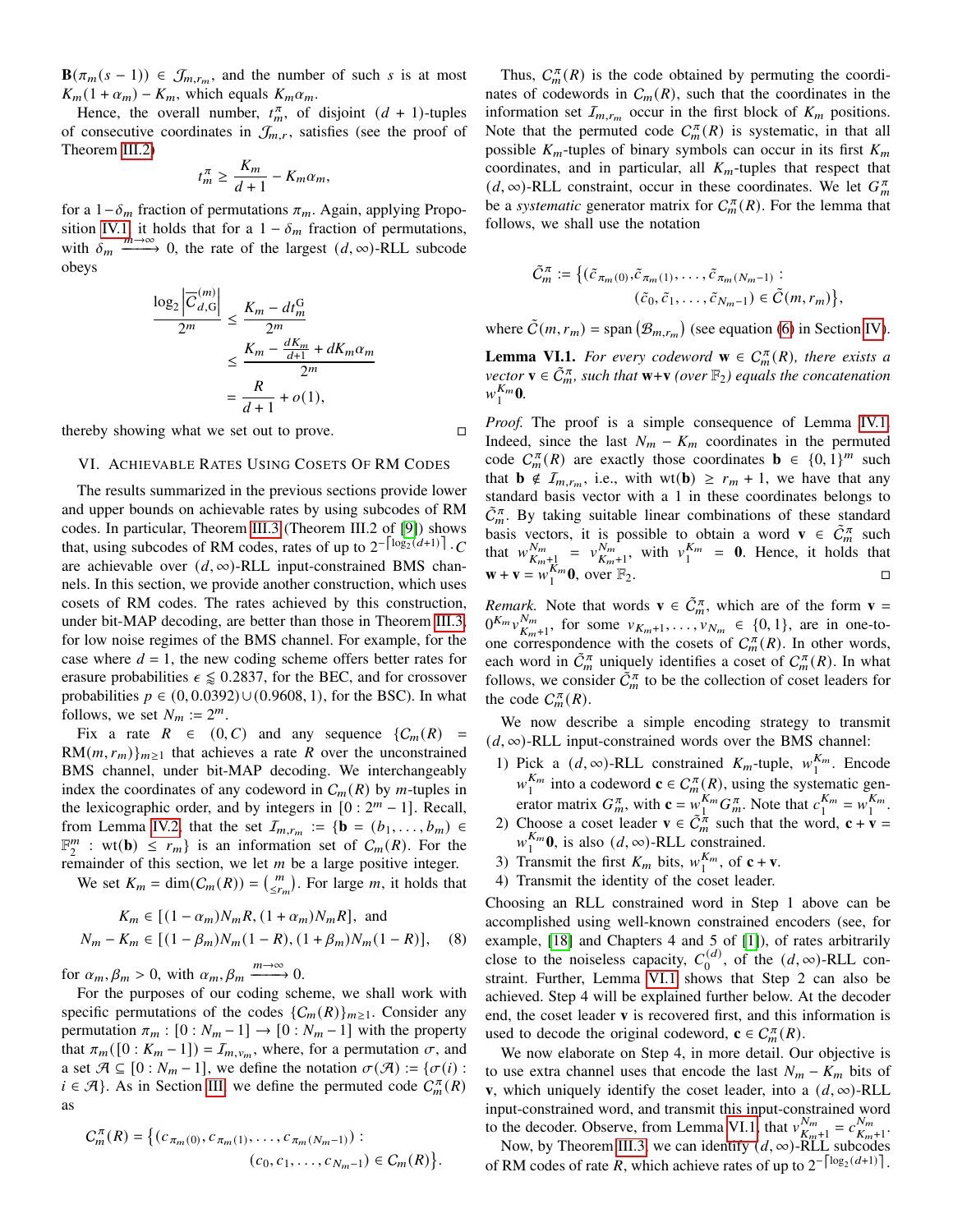$\mathbf{B}(\pi_m(s-1)) \in \mathcal{J}_{m,r_m}$, and the number of such $s$ is at most $K_m(1+\alpha_m) - K_m$, which equals $K_m\alpha_m$.

Hence, the overall number, $t_m^\pi$, of disjoint $(d+1)$-tuples of consecutive coordinates in $\mathcal{J}_{m,r}$, satisfies (see the proof of Theorem III.2)

$$t_m^\pi \geq \frac{K_m}{d+1} - K_m\alpha_m,$$

for a $1-\delta_m$ fraction of permutations $\pi_m$. Again, applying Proposition IV.1, it holds that for a $1-\delta_m$ fraction of permutations, with $\delta_m \xrightarrow{m\to\infty} 0$, the rate of the largest $(d,\infty)$-RLL subcode obeys

$$\begin{aligned}
\frac{\log_2\left|\overline{C}_{d,\mathrm{G}}^{(m)}\right|}{2^m} &\leq \frac{K_m - dt_m^{\mathrm{G}}}{2^m} \\
&\leq \frac{K_m - \frac{dK_m}{d+1} + dK_m\alpha_m}{2^m} \\
&= \frac{R}{d+1} + o(1),
\end{aligned}$$

thereby showing what we set out to prove. ◻

## VI. Achievable Rates Using Cosets Of RM Codes

The results summarized in the previous sections provide lower and upper bounds on achievable rates by using subcodes of RM codes. In particular, Theorem III.3 (Theorem III.2 of [9]) shows that, using subcodes of RM codes, rates of up to $2^{-\lceil\log_2(d+1)\rceil}\cdot C$ are achievable over $(d,\infty)$-RLL input-constrained BMS channels. In this section, we provide another construction, which uses cosets of RM codes. The rates achieved by this construction, under bit-MAP decoding, are better than those in Theorem III.3, for low noise regimes of the BMS channel. For example, for the case where $d=1$, the new coding scheme offers better rates for erasure probabilities $\epsilon \lessapprox 0.2837$, for the BEC, and for crossover probabilities $p \in (0, 0.0392) \cup (0.9608, 1)$, for the BSC). In what follows, we set $N_m := 2^m$.

Fix a rate $R \in (0,C)$ and any sequence $\{C_m(R) = \mathrm{RM}(m,r_m)\}_{m\geq 1}$ that achieves a rate $R$ over the unconstrained BMS channel, under bit-MAP decoding. We interchangeably index the coordinates of any codeword in $C_m(R)$ by $m$-tuples in the lexicographic order, and by integers in $[0:2^m-1]$. Recall, from Lemma IV.2, that the set $\mathcal{I}_{m,r_m} := \{\mathbf{b} = (b_1,\ldots,b_m) \in \mathbb{F}_2^m : \mathrm{wt}(\mathbf{b}) \leq r_m\}$ is an information set of $C_m(R)$. For the remainder of this section, we let $m$ be a large positive integer.

We set $K_m = \dim(C_m(R)) = \binom{m}{\leq r_m}$. For large $m$, it holds that

$$\begin{aligned}
&K_m \in [(1-\alpha_m)N_mR, (1+\alpha_m)N_mR], \text{ and} \\
&N_m - K_m \in [(1-\beta_m)N_m(1-R), (1+\beta_m)N_m(1-R)], \quad (8)
\end{aligned}$$

for $\alpha_m, \beta_m > 0$, with $\alpha_m, \beta_m \xrightarrow{m\to\infty} 0$.

For the purposes of our coding scheme, we shall work with specific permutations of the codes $\{C_m(R)\}_{m\geq 1}$. Consider any permutation $\pi_m : [0:N_m-1] \to [0:N_m-1]$ with the property that $\pi_m([0:K_m-1]) = \mathcal{I}_{m,v_m}$, where, for a permutation $\sigma$, and a set $\mathcal{A} \subseteq [0:N_m-1]$, we define the notation $\sigma(\mathcal{A}) := \{\sigma(i) : i \in \mathcal{A}\}$. As in Section III, we define the permuted code $C_m^\pi(R)$ as

$$C_m^\pi(R) = \big\{(c_{\pi_m(0)}, c_{\pi_m(1)}, \ldots, c_{\pi_m(N_m-1)}) : (c_0, c_1, \ldots, c_{N_m-1}) \in C_m(R)\big\}.$$

Thus, $C_m^\pi(R)$ is the code obtained by permuting the coordinates of codewords in $C_m(R)$, such that the coordinates in the information set $\mathcal{I}_{m,r_m}$ occur in the first block of $K_m$ positions. Note that the permuted code $C_m^\pi(R)$ is systematic, in that all possible $K_m$-tuples of binary symbols can occur in its first $K_m$ coordinates, and in particular, all $K_m$-tuples that respect the $(d,\infty)$-RLL constraint, occur in these coordinates. We let $G_m^\pi$ be a *systematic* generator matrix for $C_m^\pi(R)$. For the lemma that follows, we shall use the notation

$$\tilde{C}_m^\pi := \big\{(\tilde{c}_{\pi_m(0)}, \tilde{c}_{\pi_m(1)}, \ldots, \tilde{c}_{\pi_m(N_m-1)}) : (\tilde{c}_0, \tilde{c}_1, \ldots, \tilde{c}_{N_m-1}) \in \tilde{C}(m, r_m)\big\},$$

where $\tilde{C}(m,r_m) = \mathrm{span}\left(\mathcal{B}_{m,r_m}\right)$ (see equation (6) in Section IV).

**Lemma VI.1.** *For every codeword $\mathbf{w} \in C_m^\pi(R)$, there exists a vector $\mathbf{v} \in \tilde{C}_m^\pi$, such that $\mathbf{w}+\mathbf{v}$ (over $\mathbb{F}_2$) equals the concatenation $w_1^{K_m}\mathbf{0}$.*

*Proof.* The proof is a simple consequence of Lemma IV.1. Indeed, since the last $N_m - K_m$ coordinates in the permuted code $C_m^\pi(R)$ are exactly those coordinates $\mathbf{b} \in \{0,1\}^m$ such that $\mathbf{b} \notin \mathcal{I}_{m,r_m}$, i.e., with $\mathrm{wt}(\mathbf{b}) \geq r_m+1$, we have that any standard basis vector with a 1 in these coordinates belongs to $\tilde{C}_m^\pi$. By taking suitable linear combinations of these standard basis vectors, it is possible to obtain a word $\mathbf{v} \in \tilde{C}_m^\pi$ such that $w_{K_m+1}^{N_m} = v_{K_m+1}^{N_m}$, with $v_1^{K_m} = \mathbf{0}$. Hence, it holds that $\mathbf{w}+\mathbf{v} = w_1^{K_m}\mathbf{0}$, over $\mathbb{F}_2$. ◻

*Remark.* Note that words $\mathbf{v} \in \tilde{C}_m^\pi$, which are of the form $\mathbf{v} = 0^{K_m}v_{K_m+1}^{N_m}$, for some $v_{K_m+1},\ldots,v_{N_m} \in \{0,1\}$, are in one-to-one correspondence with the cosets of $C_m^\pi(R)$. In other words, each word in $\tilde{C}_m^\pi$ uniquely identifies a coset of $C_m^\pi(R)$. In what follows, we consider $\tilde{C}_m^\pi$ to be the collection of coset leaders for the code $C_m^\pi(R)$.

We now describe a simple encoding strategy to transmit $(d,\infty)$-RLL input-constrained words over the BMS channel:

1) Pick a $(d,\infty)$-RLL constrained $K_m$-tuple, $w_1^{K_m}$. Encode $w_1^{K_m}$ into a codeword $\mathbf{c} \in C_m^\pi(R)$, using the systematic generator matrix $G_m^\pi$, with $\mathbf{c} = w_1^{K_m}G_m^\pi$. Note that $c_1^{K_m} = w_1^{K_m}$.
2) Choose a coset leader $\mathbf{v} \in \tilde{C}_m^\pi$ such that the word, $\mathbf{c}+\mathbf{v} = w_1^{K_m}\mathbf{0}$, is also $(d,\infty)$-RLL constrained.
3) Transmit the first $K_m$ bits, $w_1^{K_m}$, of $\mathbf{c}+\mathbf{v}$.
4) Transmit the identity of the coset leader.

Choosing an RLL constrained word in Step 1 above can be accomplished using well-known constrained encoders (see, for example, [18] and Chapters 4 and 5 of [1]), of rates arbitrarily close to the noiseless capacity, $C_0^{(d)}$, of the $(d,\infty)$-RLL constraint. Further, Lemma VI.1 shows that Step 2 can also be achieved. Step 4 will be explained further below. At the decoder end, the coset leader $\mathbf{v}$ is recovered first, and this information is used to decode the original codeword, $\mathbf{c} \in C_m^\pi(R)$.

We now elaborate on Step 4, in more detail. Our objective is to use extra channel uses that encode the last $N_m - K_m$ bits of $\mathbf{v}$, which uniquely identify the coset leader, into a $(d,\infty)$-RLL input-constrained word, and transmit this input-constrained word to the decoder. Observe, from Lemma VI.1, that $v_{K_m+1}^{N_m} = c_{K_m+1}^{N_m}$.

Now, by Theorem III.3, we can identify $(d,\infty)$-RLL subcodes of RM codes of rate $R$, which achieve rates of up to $2^{-\lceil\log_2(d+1)\rceil}$.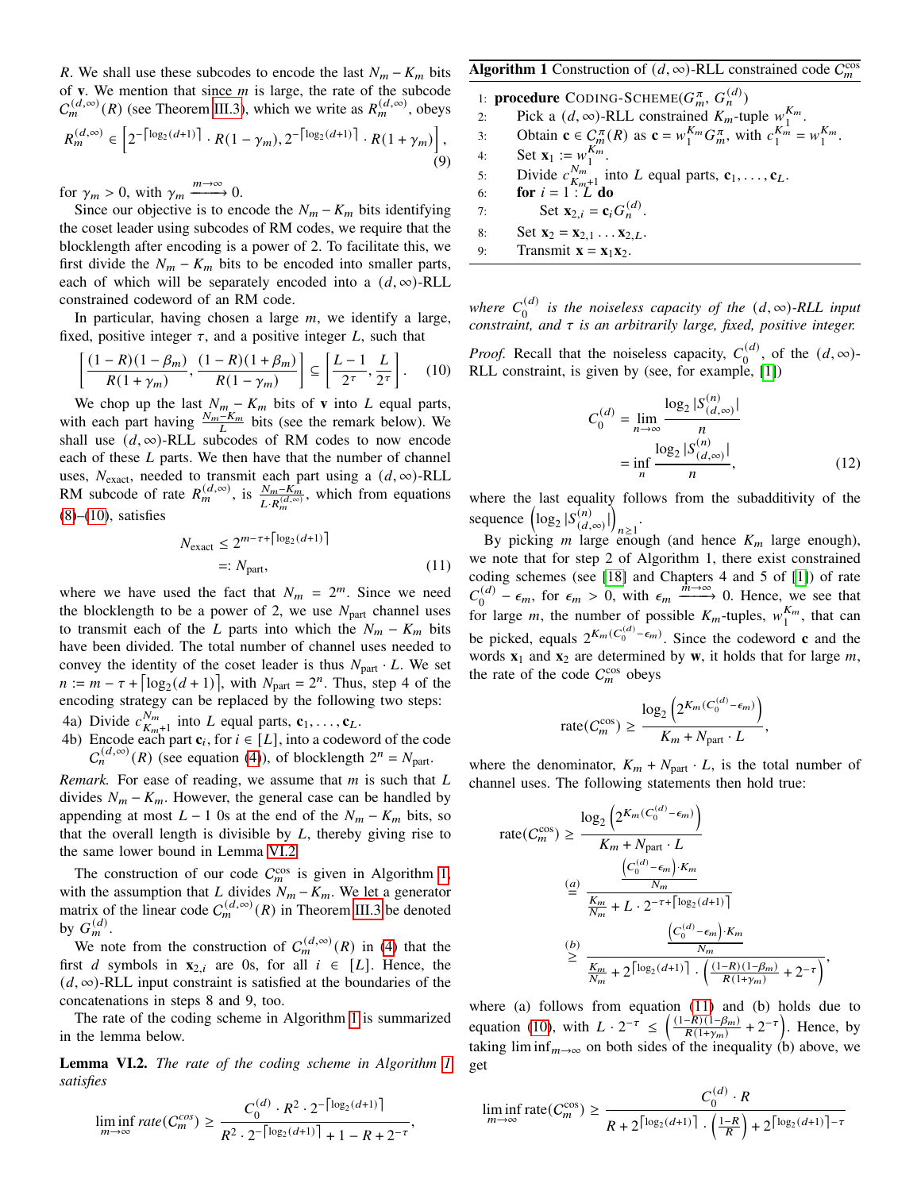$R$. We shall use these subcodes to encode the last $N_m - K_m$ bits of $\mathbf{v}$. We mention that since $m$ is large, the rate of the subcode $C_m^{(d,\infty)}(R)$ (see Theorem III.3), which we write as $R_m^{(d,\infty)}$, obeys

$$R_m^{(d,\infty)} \in \left[2^{-\lceil \log_2(d+1) \rceil} \cdot R(1-\gamma_m), 2^{-\lceil \log_2(d+1) \rceil} \cdot R(1+\gamma_m)\right], \tag{9}$$

for $\gamma_m > 0$, with $\gamma_m \xrightarrow{m\to\infty} 0$.

Since our objective is to encode the $N_m - K_m$ bits identifying the coset leader using subcodes of RM codes, we require that the blocklength after encoding is a power of 2. To facilitate this, we first divide the $N_m - K_m$ bits to be encoded into smaller parts, each of which will be separately encoded into a $(d,\infty)$-RLL constrained codeword of an RM code.

In particular, having chosen a large $m$, we identify a large, fixed, positive integer $\tau$, and a positive integer $L$, such that

$$\left[\frac{(1-R)(1-\beta_m)}{R(1+\gamma_m)}, \frac{(1-R)(1+\beta_m)}{R(1-\gamma_m)}\right] \subseteq \left[\frac{L-1}{2^\tau}, \frac{L}{2^\tau}\right]. \tag{10}$$

We chop up the last $N_m - K_m$ bits of $\mathbf{v}$ into $L$ equal parts, with each part having $\frac{N_m - K_m}{L}$ bits (see the remark below). We shall use $(d,\infty)$-RLL subcodes of RM codes to now encode each of these $L$ parts. We then have that the number of channel uses, $N_{\text{exact}}$, needed to transmit each part using a $(d,\infty)$-RLL RM subcode of rate $R_m^{(d,\infty)}$, is $\frac{N_m - K_m}{L \cdot R_m^{(d,\infty)}}$, which from equations (8)–(10), satisfies

$$\begin{aligned} N_{\text{exact}} &\leq 2^{m-\tau+\lceil \log_2(d+1) \rceil} \\ &=: N_{\text{part}}, \end{aligned} \tag{11}$$

where we have used the fact that $N_m = 2^m$. Since we need the blocklength to be a power of 2, we use $N_{\text{part}}$ channel uses to transmit each of the $L$ parts into which the $N_m - K_m$ bits have been divided. The total number of channel uses needed to convey the identity of the coset leader is thus $N_{\text{part}} \cdot L$. We set $n := m - \tau + \lceil \log_2(d+1) \rceil$, with $N_{\text{part}} = 2^n$. Thus, step 4 of the encoding strategy can be replaced by the following two steps:

4a) Divide $c_{K_m+1}^{N_m}$ into $L$ equal parts, $\mathbf{c}_1, \ldots, \mathbf{c}_L$.

4b) Encode each part $\mathbf{c}_i$, for $i \in [L]$, into a codeword of the code $C_n^{(d,\infty)}(R)$ (see equation (4)), of blocklength $2^n = N_{\text{part}}$.

*Remark.* For ease of reading, we assume that $m$ is such that $L$ divides $N_m - K_m$. However, the general case can be handled by appending at most $L-1$ 0s at the end of the $N_m - K_m$ bits, so that the overall length is divisible by $L$, thereby giving rise to the same lower bound in Lemma VI.2.

The construction of our code $C_m^{\cos}$ is given in Algorithm 1, with the assumption that $L$ divides $N_m - K_m$. We let a generator matrix of the linear code $C_m^{(d,\infty)}(R)$ in Theorem III.3 be denoted by $G_m^{(d)}$.

We note from the construction of $C_m^{(d,\infty)}(R)$ in (4) that the first $d$ symbols in $\mathbf{x}_{2,i}$ are 0s, for all $i \in [L]$. Hence, the $(d,\infty)$-RLL input constraint is satisfied at the boundaries of the concatenations in steps 8 and 9, too.

The rate of the coding scheme in Algorithm 1 is summarized in the lemma below.

**Lemma VI.2.** *The rate of the coding scheme in Algorithm 1 satisfies*

$$\liminf_{m\to\infty} \textit{rate}(C_m^{\cos}) \geq \frac{C_0^{(d)} \cdot R^2 \cdot 2^{-\lceil \log_2(d+1) \rceil}}{R^2 \cdot 2^{-\lceil \log_2(d+1) \rceil} + 1 - R + 2^{-\tau}},$$

*where $C_0^{(d)}$ is the noiseless capacity of the $(d,\infty)$-RLL input constraint, and $\tau$ is an arbitrarily large, fixed, positive integer.*

**Algorithm 1** Construction of $(d,\infty)$-RLL constrained code $C_m^{\cos}$

```
1: procedure CODING-SCHEME(G_m^π, G_n^(d))
2:     Pick a (d,∞)-RLL constrained K_m-tuple w_1^{K_m}.
3:     Obtain c ∈ C_m^π(R) as c = w_1^{K_m} G_m^π, with c_1^{K_m} = w_1^{K_m}.
4:     Set x_1 := w_1^{K_m}.
5:     Divide c_{K_m+1}^{N_m} into L equal parts, c_1, ..., c_L.
6:     for i = 1 : L do
7:         Set x_{2,i} = c_i G_n^(d).
8:     Set x_2 = x_{2,1} ... x_{2,L}.
9:     Transmit x = x_1 x_2.
```

*Proof.* Recall that the noiseless capacity, $C_0^{(d)}$, of the $(d,\infty)$-RLL constraint, is given by (see, for example, [1])

$$\begin{aligned} C_0^{(d)} &= \lim_{n\to\infty} \frac{\log_2 |S_{(d,\infty)}^{(n)}|}{n} \\ &= \inf_n \frac{\log_2 |S_{(d,\infty)}^{(n)}|}{n}, \end{aligned} \tag{12}$$

where the last equality follows from the subadditivity of the sequence $\left(\log_2 |S_{(d,\infty)}^{(n)}|\right)_{n\geq 1}$.

By picking $m$ large enough (and hence $K_m$ large enough), we note that for step 2 of Algorithm 1, there exist constrained coding schemes (see [18] and Chapters 4 and 5 of [1]) of rate $C_0^{(d)} - \epsilon_m$, for $\epsilon_m > 0$, with $\epsilon_m \xrightarrow{m\to\infty} 0$. Hence, we see that for large $m$, the number of possible $K_m$-tuples, $w_1^{K_m}$, that can be picked, equals $2^{K_m(C_0^{(d)} - \epsilon_m)}$. Since the codeword $\mathbf{c}$ and the words $\mathbf{x}_1$ and $\mathbf{x}_2$ are determined by $\mathbf{w}$, it holds that for large $m$, the rate of the code $C_m^{\cos}$ obeys

$$\text{rate}(C_m^{\cos}) \geq \frac{\log_2\left(2^{K_m(C_0^{(d)} - \epsilon_m)}\right)}{K_m + N_{\text{part}} \cdot L},$$

where the denominator, $K_m + N_{\text{part}} \cdot L$, is the total number of channel uses. The following statements then hold true:

$$\begin{aligned} \text{rate}(C_m^{\cos}) &\geq \frac{\log_2\left(2^{K_m(C_0^{(d)} - \epsilon_m)}\right)}{K_m + N_{\text{part}} \cdot L} \\ &\overset{(a)}{=} \frac{\frac{\left(C_0^{(d)} - \epsilon_m\right) \cdot K_m}{N_m}}{\frac{K_m}{N_m} + L \cdot 2^{-\tau + \lceil \log_2(d+1) \rceil}} \\ &\overset{(b)}{\geq} \frac{\frac{\left(C_0^{(d)} - \epsilon_m\right) \cdot K_m}{N_m}}{\frac{K_m}{N_m} + 2^{\lceil \log_2(d+1) \rceil} \cdot \left(\frac{(1-R)(1-\beta_m)}{R(1+\gamma_m)} + 2^{-\tau}\right)}, \end{aligned}$$

where (a) follows from equation (11) and (b) holds due to equation (10), with $L \cdot 2^{-\tau} \leq \left(\frac{(1-R)(1-\beta_m)}{R(1+\gamma_m)} + 2^{-\tau}\right)$. Hence, by taking $\liminf_{m\to\infty}$ on both sides of the inequality (b) above, we get

$$\liminf_{m\to\infty} \text{rate}(C_m^{\cos}) \geq \frac{C_0^{(d)} \cdot R}{R + 2^{\lceil \log_2(d+1) \rceil} \cdot \left(\frac{1-R}{R}\right) + 2^{\lceil \log_2(d+1) \rceil - \tau}}$$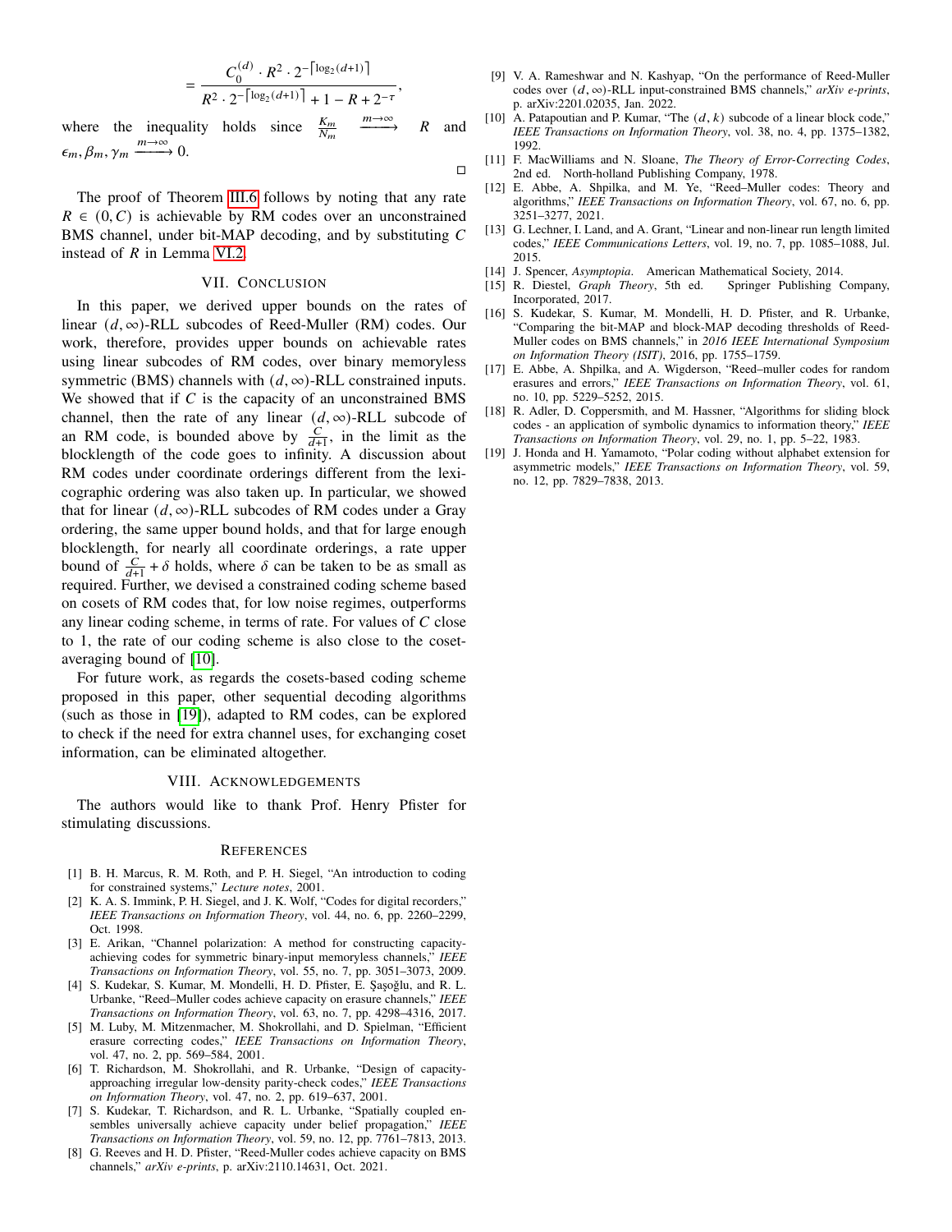$$= \frac{C_0^{(d)} \cdot R^2 \cdot 2^{-\lceil \log_2(d+1) \rceil}}{R^2 \cdot 2^{-\lceil \log_2(d+1) \rceil} + 1 - R + 2^{-\tau}},$$

where the inequality holds since $\frac{K_m}{N_m} \xrightarrow{m\to\infty} R$ and $\epsilon_m, \beta_m, \gamma_m \xrightarrow{m\to\infty} 0$. ◻

The proof of Theorem III.6 follows by noting that any rate $R \in (0, C)$ is achievable by RM codes over an unconstrained BMS channel, under bit-MAP decoding, and by substituting $C$ instead of $R$ in Lemma VI.2.

## VII. Conclusion

In this paper, we derived upper bounds on the rates of linear $(d, \infty)$-RLL subcodes of Reed-Muller (RM) codes. Our work, therefore, provides upper bounds on achievable rates using linear subcodes of RM codes, over binary memoryless symmetric (BMS) channels with $(d, \infty)$-RLL constrained inputs. We showed that if $C$ is the capacity of an unconstrained BMS channel, then the rate of any linear $(d, \infty)$-RLL subcode of an RM code, is bounded above by $\frac{C}{d+1}$, in the limit as the blocklength of the code goes to infinity. A discussion about RM codes under coordinate orderings different from the lexicographic ordering was also taken up. In particular, we showed that for linear $(d, \infty)$-RLL subcodes of RM codes under a Gray ordering, the same upper bound holds, and that for large enough blocklength, for nearly all coordinate orderings, a rate upper bound of $\frac{C}{d+1} + \delta$ holds, where $\delta$ can be taken to be as small as required. Further, we devised a constrained coding scheme based on cosets of RM codes that, for low noise regimes, outperforms any linear coding scheme, in terms of rate. For values of $C$ close to 1, the rate of our coding scheme is also close to the coset-averaging bound of [10].

For future work, as regards the cosets-based coding scheme proposed in this paper, other sequential decoding algorithms (such as those in [19]), adapted to RM codes, can be explored to check if the need for extra channel uses, for exchanging coset information, can be eliminated altogether.

## VIII. Acknowledgements

The authors would like to thank Prof. Henry Pfister for stimulating discussions.

## References

[1] B. H. Marcus, R. M. Roth, and P. H. Siegel, "An introduction to coding for constrained systems," *Lecture notes*, 2001.

[2] K. A. S. Immink, P. H. Siegel, and J. K. Wolf, "Codes for digital recorders," *IEEE Transactions on Information Theory*, vol. 44, no. 6, pp. 2260–2299, Oct. 1998.

[3] E. Arikan, "Channel polarization: A method for constructing capacity-achieving codes for symmetric binary-input memoryless channels," *IEEE Transactions on Information Theory*, vol. 55, no. 7, pp. 3051–3073, 2009.

[4] S. Kudekar, S. Kumar, M. Mondelli, H. D. Pfister, E. Şaşoğlu, and R. L. Urbanke, "Reed–Muller codes achieve capacity on erasure channels," *IEEE Transactions on Information Theory*, vol. 63, no. 7, pp. 4298–4316, 2017.

[5] M. Luby, M. Mitzenmacher, M. Shokrollahi, and D. Spielman, "Efficient erasure correcting codes," *IEEE Transactions on Information Theory*, vol. 47, no. 2, pp. 569–584, 2001.

[6] T. Richardson, M. Shokrollahi, and R. Urbanke, "Design of capacity-approaching irregular low-density parity-check codes," *IEEE Transactions on Information Theory*, vol. 47, no. 2, pp. 619–637, 2001.

[7] S. Kudekar, T. Richardson, and R. L. Urbanke, "Spatially coupled ensembles universally achieve capacity under belief propagation," *IEEE Transactions on Information Theory*, vol. 59, no. 12, pp. 7761–7813, 2013.

[8] G. Reeves and H. D. Pfister, "Reed-Muller codes achieve capacity on BMS channels," *arXiv e-prints*, p. arXiv:2110.14631, Oct. 2021.

[9] V. A. Rameshwar and N. Kashyap, "On the performance of Reed-Muller codes over $(d, \infty)$-RLL input-constrained BMS channels," *arXiv e-prints*, p. arXiv:2201.02035, Jan. 2022.

[10] A. Patapoutian and P. Kumar, "The $(d, k)$ subcode of a linear block code," *IEEE Transactions on Information Theory*, vol. 38, no. 4, pp. 1375–1382, 1992.

[11] F. MacWilliams and N. Sloane, *The Theory of Error-Correcting Codes*, 2nd ed. North-holland Publishing Company, 1978.

[12] E. Abbe, A. Shpilka, and M. Ye, "Reed–Muller codes: Theory and algorithms," *IEEE Transactions on Information Theory*, vol. 67, no. 6, pp. 3251–3277, 2021.

[13] G. Lechner, I. Land, and A. Grant, "Linear and non-linear run length limited codes," *IEEE Communications Letters*, vol. 19, no. 7, pp. 1085–1088, Jul. 2015.

[14] J. Spencer, *Asymptopia*. American Mathematical Society, 2014.

[15] R. Diestel, *Graph Theory*, 5th ed. Springer Publishing Company, Incorporated, 2017.

[16] S. Kudekar, S. Kumar, M. Mondelli, H. D. Pfister, and R. Urbanke, "Comparing the bit-MAP and block-MAP decoding thresholds of Reed-Muller codes on BMS channels," in *2016 IEEE International Symposium on Information Theory (ISIT)*, 2016, pp. 1755–1759.

[17] E. Abbe, A. Shpilka, and A. Wigderson, "Reed–muller codes for random erasures and errors," *IEEE Transactions on Information Theory*, vol. 61, no. 10, pp. 5229–5252, 2015.

[18] R. Adler, D. Coppersmith, and M. Hassner, "Algorithms for sliding block codes - an application of symbolic dynamics to information theory," *IEEE Transactions on Information Theory*, vol. 29, no. 1, pp. 5–22, 1983.

[19] J. Honda and H. Yamamoto, "Polar coding without alphabet extension for asymmetric models," *IEEE Transactions on Information Theory*, vol. 59, no. 12, pp. 7829–7838, 2013.